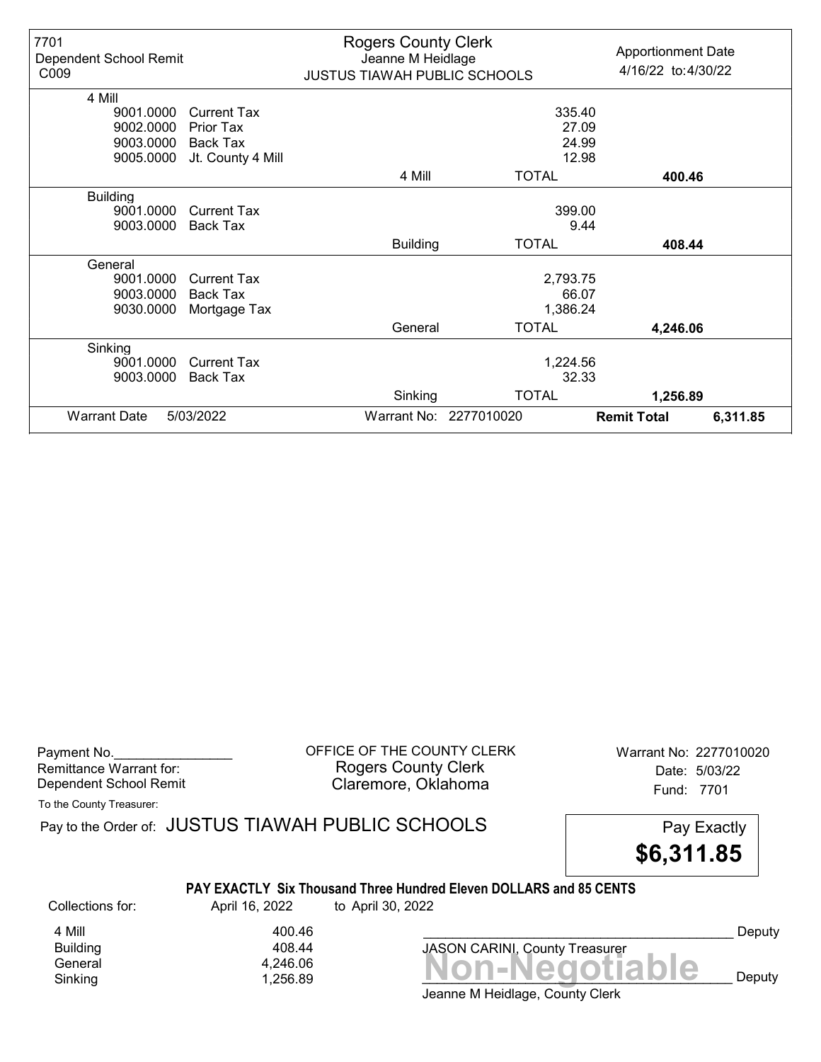7701
Dependent School Remit
C009

**Rogers County Clerk**
Jeanne M Heidlage
JUSTUS TIAWAH PUBLIC SCHOOLS

Apportionment Date
4/16/22 to:4/30/22

| Fund | Code | Description | | Amount | Total |
|---|---|---|---|---|---|
| 4 Mill | | | | | |
| | 9001.0000 | Current Tax | | 335.40 | |
| | 9002.0000 | Prior Tax | | 27.09 | |
| | 9003.0000 | Back Tax | | 24.99 | |
| | 9005.0000 | Jt. County 4 Mill | | 12.98 | |
| | | | 4 Mill | TOTAL | **400.46** |
| Building | | | | | |
| | 9001.0000 | Current Tax | | 399.00 | |
| | 9003.0000 | Back Tax | | 9.44 | |
| | | | Building | TOTAL | **408.44** |
| General | | | | | |
| | 9001.0000 | Current Tax | | 2,793.75 | |
| | 9003.0000 | Back Tax | | 66.07 | |
| | 9030.0000 | Mortgage Tax | | 1,386.24 | |
| | | | General | TOTAL | **4,246.06** |
| Sinking | | | | | |
| | 9001.0000 | Current Tax | | 1,224.56 | |
| | 9003.0000 | Back Tax | | 32.33 | |
| | | | Sinking | TOTAL | **1,256.89** |

Warrant Date 5/03/2022 | Warrant No: 2277010020 | **Remit Total** 6,311.85

---

Payment No.________________
Remittance Warrant for:
Dependent School Remit

OFFICE OF THE COUNTY CLERK
Rogers County Clerk
Claremore, Oklahoma

Warrant No: 2277010020
Date: 5/03/22
Fund: 7701

To the County Treasurer:

Pay to the Order of: JUSTUS TIAWAH PUBLIC SCHOOLS

Pay Exactly
**$6,311.85**

**PAY EXACTLY Six Thousand Three Hundred Eleven DOLLARS and 85 CENTS**

Collections for: April 16, 2022 to April 30, 2022

| | |
|---|---|
| 4 Mill | 400.46 |
| Building | 408.44 |
| General | 4,246.06 |
| Sinking | 1,256.89 |

_________________________________________ Deputy
JASON CARINI, County Treasurer

**Non-Negotiable**

_________________________________________ Deputy
Jeanne M Heidlage, County Clerk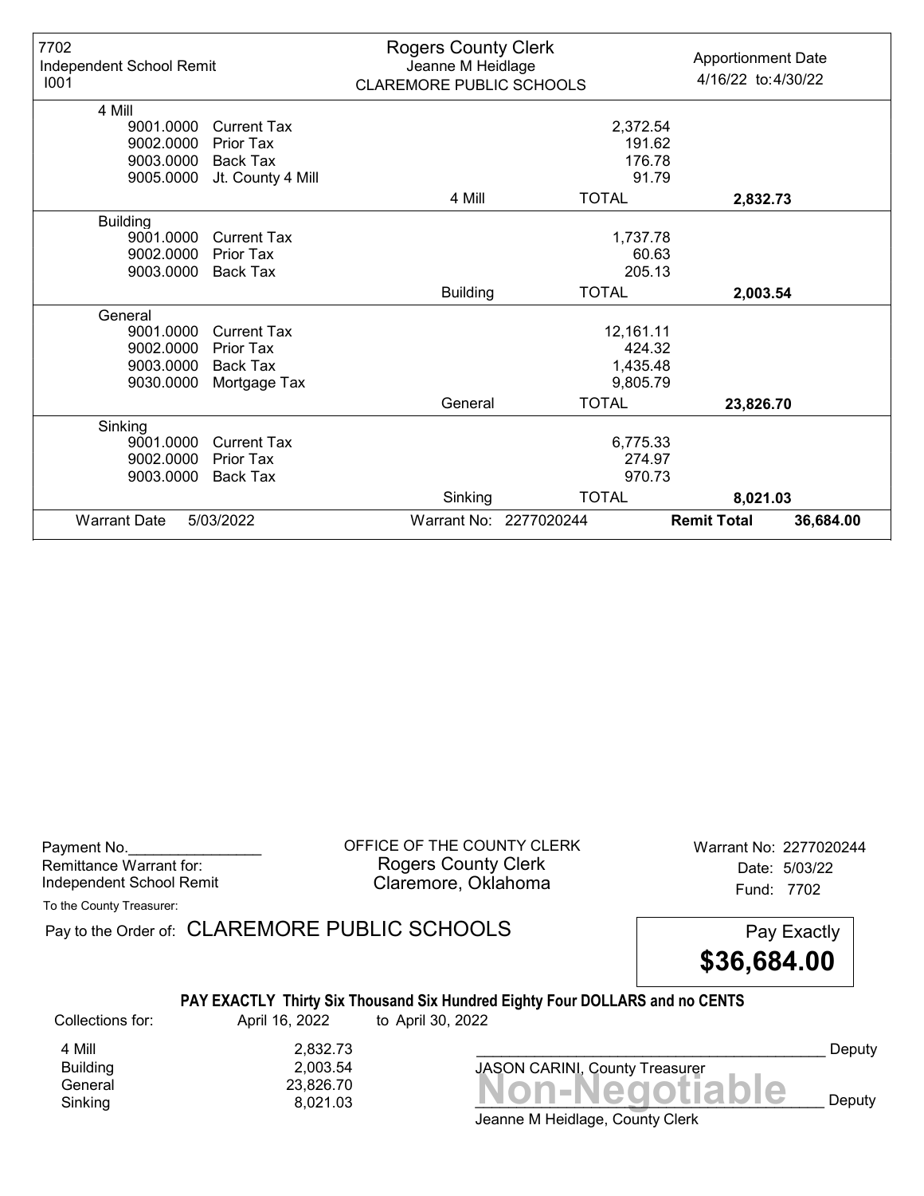| 7702 Independent School Remit I001 | Rogers County Clerk Jeanne M Heidlage CLAREMORE PUBLIC SCHOOLS | | Apportionment Date 4/16/22 to:4/30/22 |
|---|---|---|---|
| **4 Mill** | | | |
| 9001.0000 Current Tax | | 2,372.54 | |
| 9002.0000 Prior Tax | | 191.62 | |
| 9003.0000 Back Tax | | 176.78 | |
| 9005.0000 Jt. County 4 Mill | | 91.79 | |
| | 4 Mill | TOTAL | **2,832.73** |
| **Building** | | | |
| 9001.0000 Current Tax | | 1,737.78 | |
| 9002.0000 Prior Tax | | 60.63 | |
| 9003.0000 Back Tax | | 205.13 | |
| | Building | TOTAL | **2,003.54** |
| **General** | | | |
| 9001.0000 Current Tax | | 12,161.11 | |
| 9002.0000 Prior Tax | | 424.32 | |
| 9003.0000 Back Tax | | 1,435.48 | |
| 9030.0000 Mortgage Tax | | 9,805.79 | |
| | General | TOTAL | **23,826.70** |
| **Sinking** | | | |
| 9001.0000 Current Tax | | 6,775.33 | |
| 9002.0000 Prior Tax | | 274.97 | |
| 9003.0000 Back Tax | | 970.73 | |
| | Sinking | TOTAL | **8,021.03** |
| Warrant Date 5/03/2022 | Warrant No: 2277020244 | **Remit Total** | **36,684.00** |

Payment No.________________
Remittance Warrant for:
Independent School Remit

OFFICE OF THE COUNTY CLERK
Rogers County Clerk
Claremore, Oklahoma

Warrant No: 2277020244
Date: 5/03/22
Fund: 7702

To the County Treasurer:

Pay to the Order of: CLAREMORE PUBLIC SCHOOLS

Pay Exactly **$36,684.00**

**PAY EXACTLY Thirty Six Thousand Six Hundred Eighty Four DOLLARS and no CENTS**

Collections for: April 16, 2022 to April 30, 2022

| | |
|---|---|
| 4 Mill | 2,832.73 |
| Building | 2,003.54 |
| General | 23,826.70 |
| Sinking | 8,021.03 |

____________________________________________ Deputy
JASON CARINI, County Treasurer

**Non-Negotiable**
____________________________________________ Deputy
Jeanne M Heidlage, County Clerk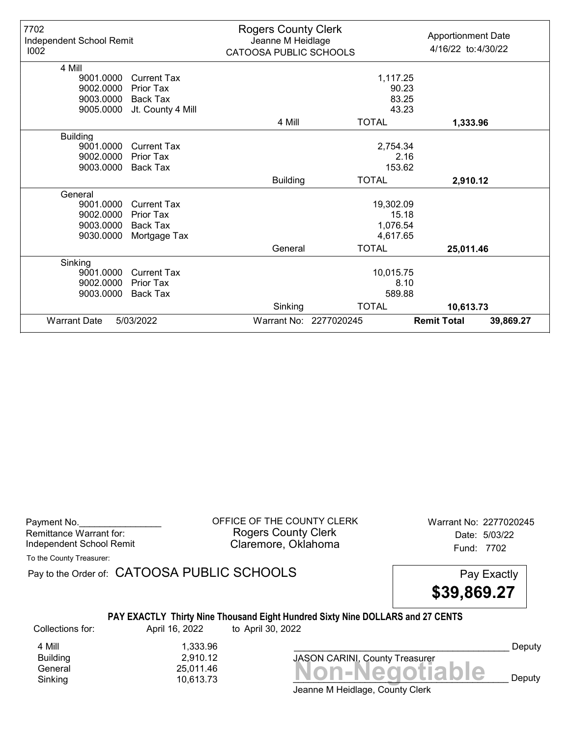| 7702 Independent School Remit I002 | Rogers County Clerk Jeanne M Heidlage CATOOSA PUBLIC SCHOOLS | | Apportionment Date 4/16/22 to:4/30/22 |
|---|---|---|---|
| **4 Mill** | | | |
| 9001.0000 Current Tax | | 1,117.25 | |
| 9002.0000 Prior Tax | | 90.23 | |
| 9003.0000 Back Tax | | 83.25 | |
| 9005.0000 Jt. County 4 Mill | | 43.23 | |
| | 4 Mill | TOTAL | **1,333.96** |
| **Building** | | | |
| 9001.0000 Current Tax | | 2,754.34 | |
| 9002.0000 Prior Tax | | 2.16 | |
| 9003.0000 Back Tax | | 153.62 | |
| | Building | TOTAL | **2,910.12** |
| **General** | | | |
| 9001.0000 Current Tax | | 19,302.09 | |
| 9002.0000 Prior Tax | | 15.18 | |
| 9003.0000 Back Tax | | 1,076.54 | |
| 9030.0000 Mortgage Tax | | 4,617.65 | |
| | General | TOTAL | **25,011.46** |
| **Sinking** | | | |
| 9001.0000 Current Tax | | 10,015.75 | |
| 9002.0000 Prior Tax | | 8.10 | |
| 9003.0000 Back Tax | | 589.88 | |
| | Sinking | TOTAL | **10,613.73** |
| Warrant Date 5/03/2022 | Warrant No: 2277020245 | **Remit Total** | **39,869.27** |

Payment No.________________
Remittance Warrant for:
Independent School Remit

OFFICE OF THE COUNTY CLERK
Rogers County Clerk
Claremore, Oklahoma

Warrant No: 2277020245
Date: 5/03/22
Fund: 7702

To the County Treasurer:

Pay to the Order of: CATOOSA PUBLIC SCHOOLS

Pay Exactly **$39,869.27**

**PAY EXACTLY Thirty Nine Thousand Eight Hundred Sixty Nine DOLLARS and 27 CENTS**

Collections for: April 16, 2022 to April 30, 2022

| | |
|---|---|
| 4 Mill | 1,333.96 |
| Building | 2,910.12 |
| General | 25,011.46 |
| Sinking | 10,613.73 |

_________________________________________ Deputy
JASON CARINI, County Treasurer

**Non-Negotiable**

_________________________________________ Deputy
Jeanne M Heidlage, County Clerk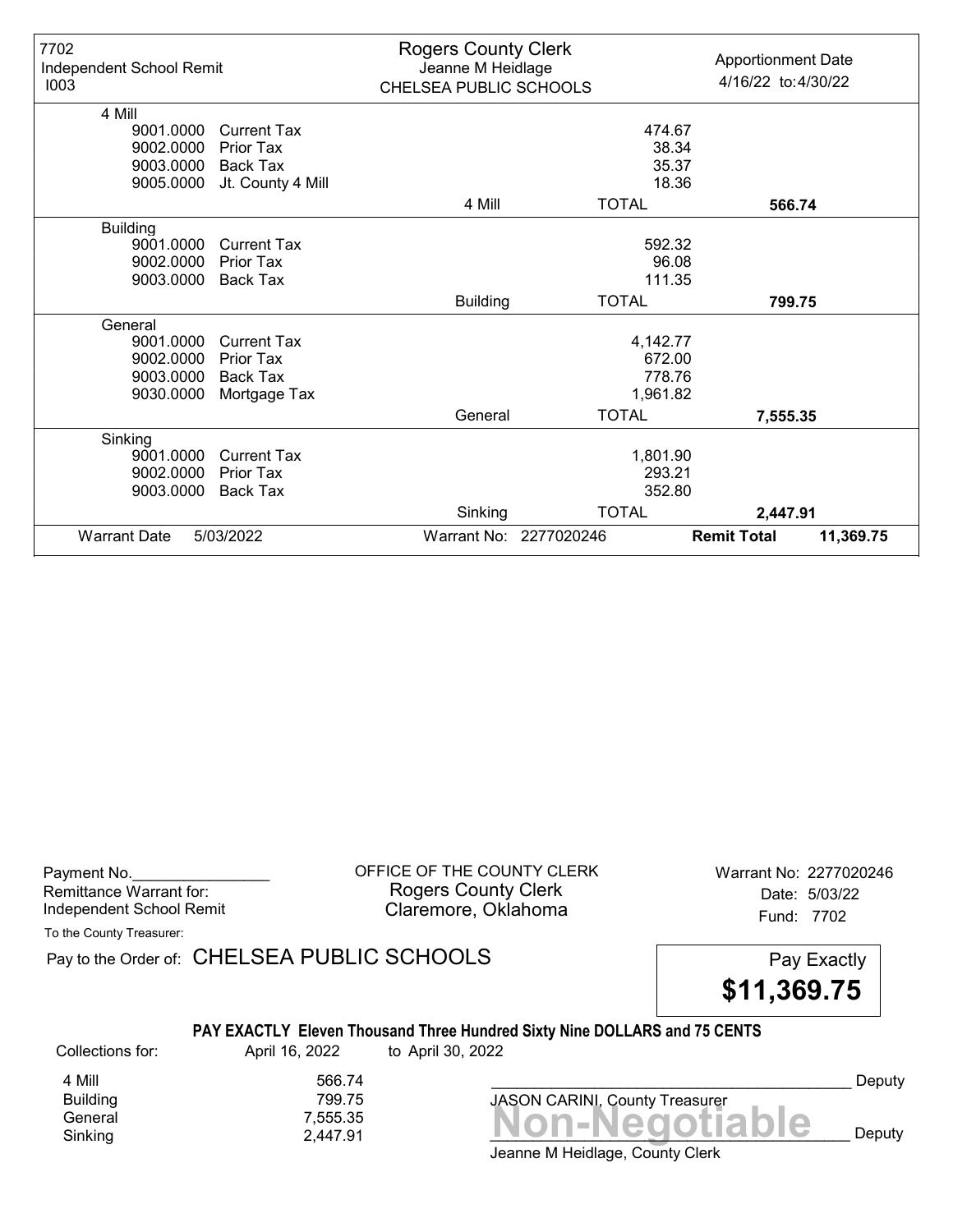| 7702 Independent School Remit I003 | Rogers County Clerk Jeanne M Heidlage CHELSEA PUBLIC SCHOOLS | | Apportionment Date 4/16/22 to:4/30/22 |
|---|---|---|---|
| **4 Mill** | | | |
| 9001.0000 Current Tax | | 474.67 | |
| 9002.0000 Prior Tax | | 38.34 | |
| 9003.0000 Back Tax | | 35.37 | |
| 9005.0000 Jt. County 4 Mill | | 18.36 | |
| | 4 Mill | TOTAL | **566.74** |
| **Building** | | | |
| 9001.0000 Current Tax | | 592.32 | |
| 9002.0000 Prior Tax | | 96.08 | |
| 9003.0000 Back Tax | | 111.35 | |
| | Building | TOTAL | **799.75** |
| **General** | | | |
| 9001.0000 Current Tax | | 4,142.77 | |
| 9002.0000 Prior Tax | | 672.00 | |
| 9003.0000 Back Tax | | 778.76 | |
| 9030.0000 Mortgage Tax | | 1,961.82 | |
| | General | TOTAL | **7,555.35** |
| **Sinking** | | | |
| 9001.0000 Current Tax | | 1,801.90 | |
| 9002.0000 Prior Tax | | 293.21 | |
| 9003.0000 Back Tax | | 352.80 | |
| | Sinking | TOTAL | **2,447.91** |
| Warrant Date 5/03/2022 | Warrant No: 2277020246 | **Remit Total** | **11,369.75** |

Payment No.________________
Remittance Warrant for:
Independent School Remit

OFFICE OF THE COUNTY CLERK
Rogers County Clerk
Claremore, Oklahoma

Warrant No: 2277020246
Date: 5/03/22
Fund: 7702

To the County Treasurer:

Pay to the Order of: CHELSEA PUBLIC SCHOOLS

Pay Exactly **$11,369.75**

**PAY EXACTLY Eleven Thousand Three Hundred Sixty Nine DOLLARS and 75 CENTS**

| Collections for: | April 16, 2022 | to April 30, 2022 |
|---|---|---|
| 4 Mill | 566.74 | |
| Building | 799.75 | |
| General | 7,555.35 | |
| Sinking | 2,447.91 | |

___________________________________________ Deputy
JASON CARINI, County Treasurer

**Non-Negotiable**

___________________________________________ Deputy
Jeanne M Heidlage, County Clerk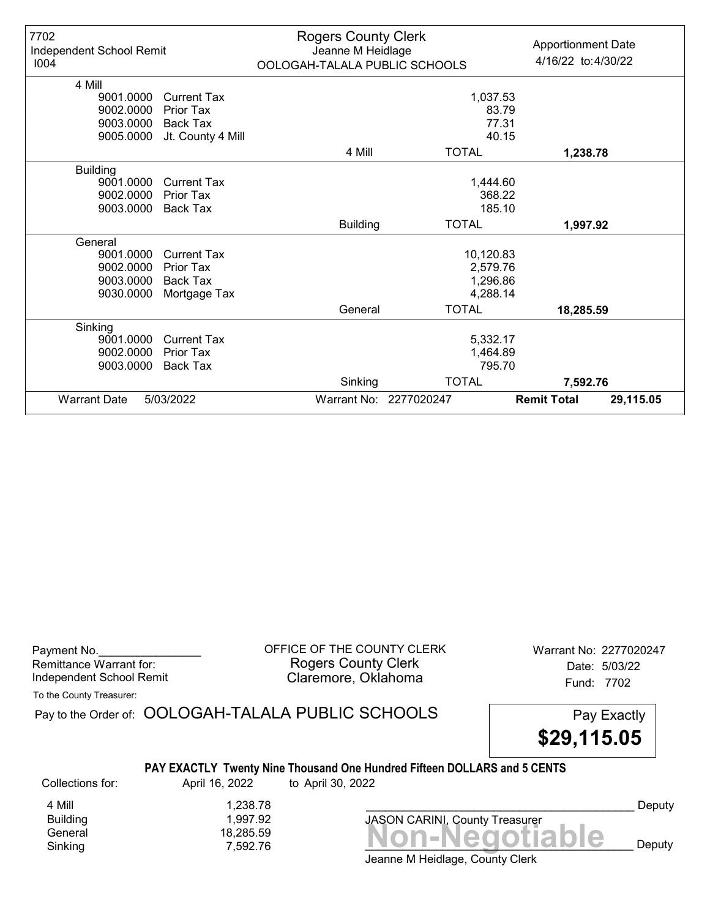7702
Independent School Remit
I004

**Rogers County Clerk**
Jeanne M Heidlage
OOLOGAH-TALALA PUBLIC SCHOOLS

Apportionment Date
4/16/22 to:4/30/22

| | | | | |
|---|---|---|---|---|
| **4 Mill** | | | | |
| 9001.0000 | Current Tax | | 1,037.53 | |
| 9002.0000 | Prior Tax | | 83.79 | |
| 9003.0000 | Back Tax | | 77.31 | |
| 9005.0000 | Jt. County 4 Mill | | 40.15 | |
| | | 4 Mill | TOTAL | **1,238.78** |
| **Building** | | | | |
| 9001.0000 | Current Tax | | 1,444.60 | |
| 9002.0000 | Prior Tax | | 368.22 | |
| 9003.0000 | Back Tax | | 185.10 | |
| | | Building | TOTAL | **1,997.92** |
| **General** | | | | |
| 9001.0000 | Current Tax | | 10,120.83 | |
| 9002.0000 | Prior Tax | | 2,579.76 | |
| 9003.0000 | Back Tax | | 1,296.86 | |
| 9030.0000 | Mortgage Tax | | 4,288.14 | |
| | | General | TOTAL | **18,285.59** |
| **Sinking** | | | | |
| 9001.0000 | Current Tax | | 5,332.17 | |
| 9002.0000 | Prior Tax | | 1,464.89 | |
| 9003.0000 | Back Tax | | 795.70 | |
| | | Sinking | TOTAL | **7,592.76** |

Warrant Date 5/03/2022 — Warrant No: 2277020247 — **Remit Total 29,115.05**

---

Payment No.________________
Remittance Warrant for:
Independent School Remit

OFFICE OF THE COUNTY CLERK
Rogers County Clerk
Claremore, Oklahoma

Warrant No: 2277020247
Date: 5/03/22
Fund: 7702

To the County Treasurer:

Pay to the Order of: OOLOGAH-TALALA PUBLIC SCHOOLS

Pay Exactly **$29,115.05**

**PAY EXACTLY Twenty Nine Thousand One Hundred Fifteen DOLLARS and 5 CENTS**

Collections for: April 16, 2022 to April 30, 2022

| | |
|---|---|
| 4 Mill | 1,238.78 |
| Building | 1,997.92 |
| General | 18,285.59 |
| Sinking | 7,592.76 |

_____________________________________________ Deputy
JASON CARINI, County Treasurer

**Non-Negotiable**
_____________________________________________ Deputy
Jeanne M Heidlage, County Clerk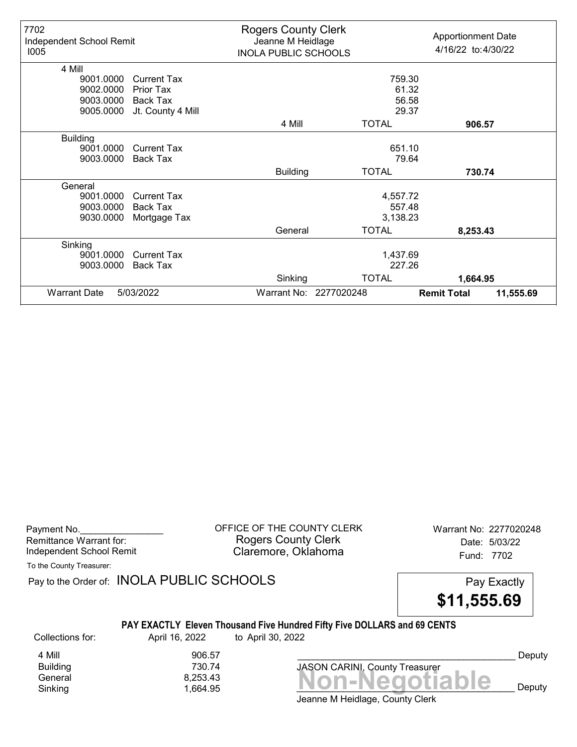| 7702 Independent School Remit I005 | Rogers County Clerk Jeanne M Heidlage INOLA PUBLIC SCHOOLS | | Apportionment Date 4/16/22 to:4/30/22 |
|---|---|---|---|
| **4 Mill** | | | |
| 9001.0000 Current Tax | | 759.30 | |
| 9002.0000 Prior Tax | | 61.32 | |
| 9003.0000 Back Tax | | 56.58 | |
| 9005.0000 Jt. County 4 Mill | | 29.37 | |
| | 4 Mill | TOTAL | **906.57** |
| **Building** | | | |
| 9001.0000 Current Tax | | 651.10 | |
| 9003.0000 Back Tax | | 79.64 | |
| | Building | TOTAL | **730.74** |
| **General** | | | |
| 9001.0000 Current Tax | | 4,557.72 | |
| 9003.0000 Back Tax | | 557.48 | |
| 9030.0000 Mortgage Tax | | 3,138.23 | |
| | General | TOTAL | **8,253.43** |
| **Sinking** | | | |
| 9001.0000 Current Tax | | 1,437.69 | |
| 9003.0000 Back Tax | | 227.26 | |
| | Sinking | TOTAL | **1,664.95** |
| Warrant Date 5/03/2022 | Warrant No: 2277020248 | **Remit Total** | **11,555.69** |

Payment No.________________
Remittance Warrant for:
Independent School Remit

OFFICE OF THE COUNTY CLERK
Rogers County Clerk
Claremore, Oklahoma

Warrant No: 2277020248
Date: 5/03/22
Fund: 7702

To the County Treasurer:

Pay to the Order of: INOLA PUBLIC SCHOOLS

Pay Exactly **$11,555.69**

**PAY EXACTLY Eleven Thousand Five Hundred Fifty Five DOLLARS and 69 CENTS**

| Collections for: | April 16, 2022 | to April 30, 2022 |
|---|---|---|
| 4 Mill | 906.57 | |
| Building | 730.74 | |
| General | 8,253.43 | |
| Sinking | 1,664.95 | |

_____________________________________________ Deputy
JASON CARINI, County Treasurer

**Non-Negotiable**

_____________________________________________ Deputy
Jeanne M Heidlage, County Clerk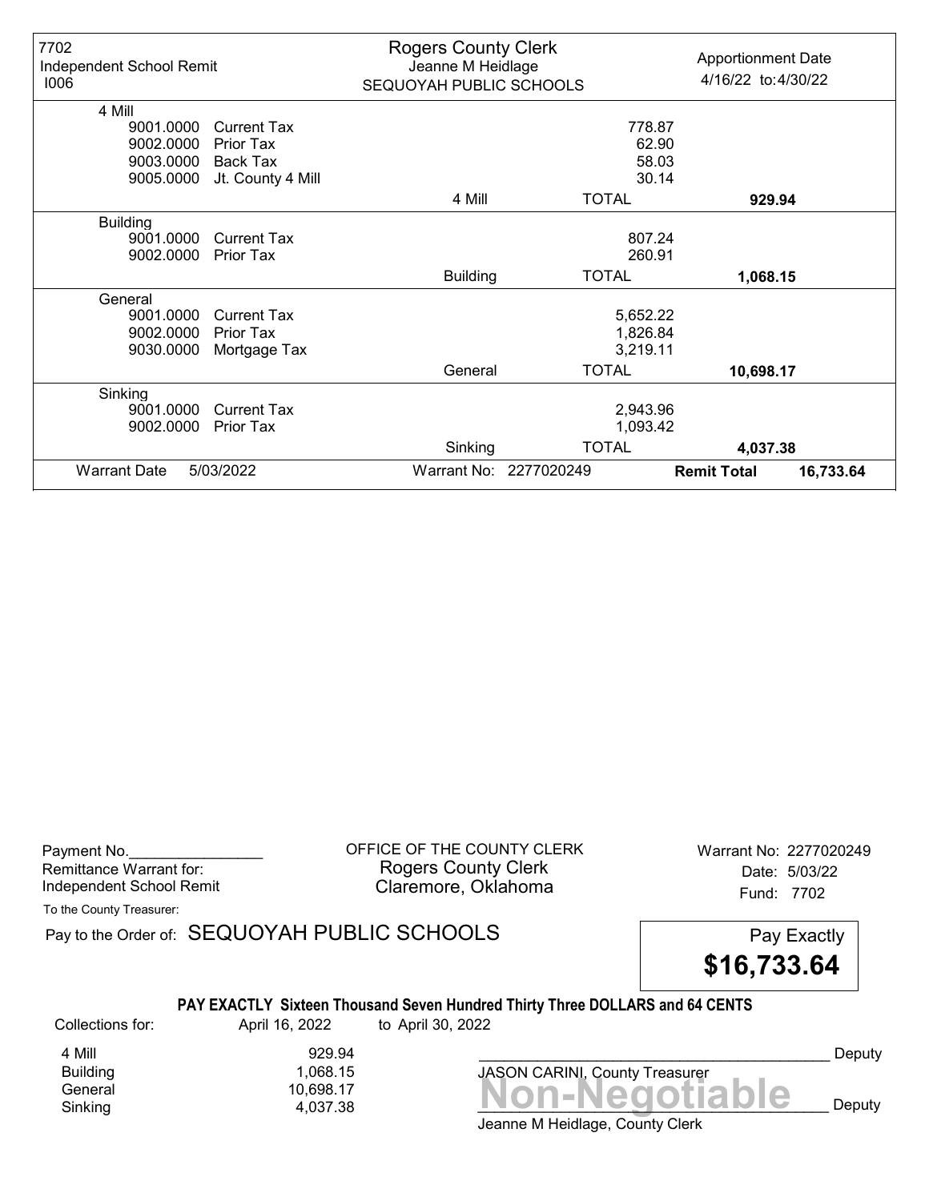| 7702 Independent School Remit I006 | Rogers County Clerk Jeanne M Heidlage SEQUOYAH PUBLIC SCHOOLS | | Apportionment Date 4/16/22 to:4/30/22 |
|---|---|---|---|
| **4 Mill** | | | |
| 9001.0000 Current Tax | | 778.87 | |
| 9002.0000 Prior Tax | | 62.90 | |
| 9003.0000 Back Tax | | 58.03 | |
| 9005.0000 Jt. County 4 Mill | | 30.14 | |
| | 4 Mill | TOTAL | **929.94** |
| **Building** | | | |
| 9001.0000 Current Tax | | 807.24 | |
| 9002.0000 Prior Tax | | 260.91 | |
| | Building | TOTAL | **1,068.15** |
| **General** | | | |
| 9001.0000 Current Tax | | 5,652.22 | |
| 9002.0000 Prior Tax | | 1,826.84 | |
| 9030.0000 Mortgage Tax | | 3,219.11 | |
| | General | TOTAL | **10,698.17** |
| **Sinking** | | | |
| 9001.0000 Current Tax | | 2,943.96 | |
| 9002.0000 Prior Tax | | 1,093.42 | |
| | Sinking | TOTAL | **4,037.38** |
| Warrant Date 5/03/2022 | Warrant No: 2277020249 | | **Remit Total** **16,733.64** |

Payment No.________________
Remittance Warrant for:
Independent School Remit

OFFICE OF THE COUNTY CLERK
Rogers County Clerk
Claremore, Oklahoma

Warrant No: 2277020249
Date: 5/03/22
Fund: 7702

To the County Treasurer:

Pay to the Order of: SEQUOYAH PUBLIC SCHOOLS

Pay Exactly **$16,733.64**

**PAY EXACTLY Sixteen Thousand Seven Hundred Thirty Three DOLLARS and 64 CENTS**

Collections for: April 16, 2022 to April 30, 2022

| | |
|---|---|
| 4 Mill | 929.94 |
| Building | 1,068.15 |
| General | 10,698.17 |
| Sinking | 4,037.38 |

_________________________________________ Deputy
JASON CARINI, County Treasurer

**Non-Negotiable**

_________________________________________ Deputy
Jeanne M Heidlage, County Clerk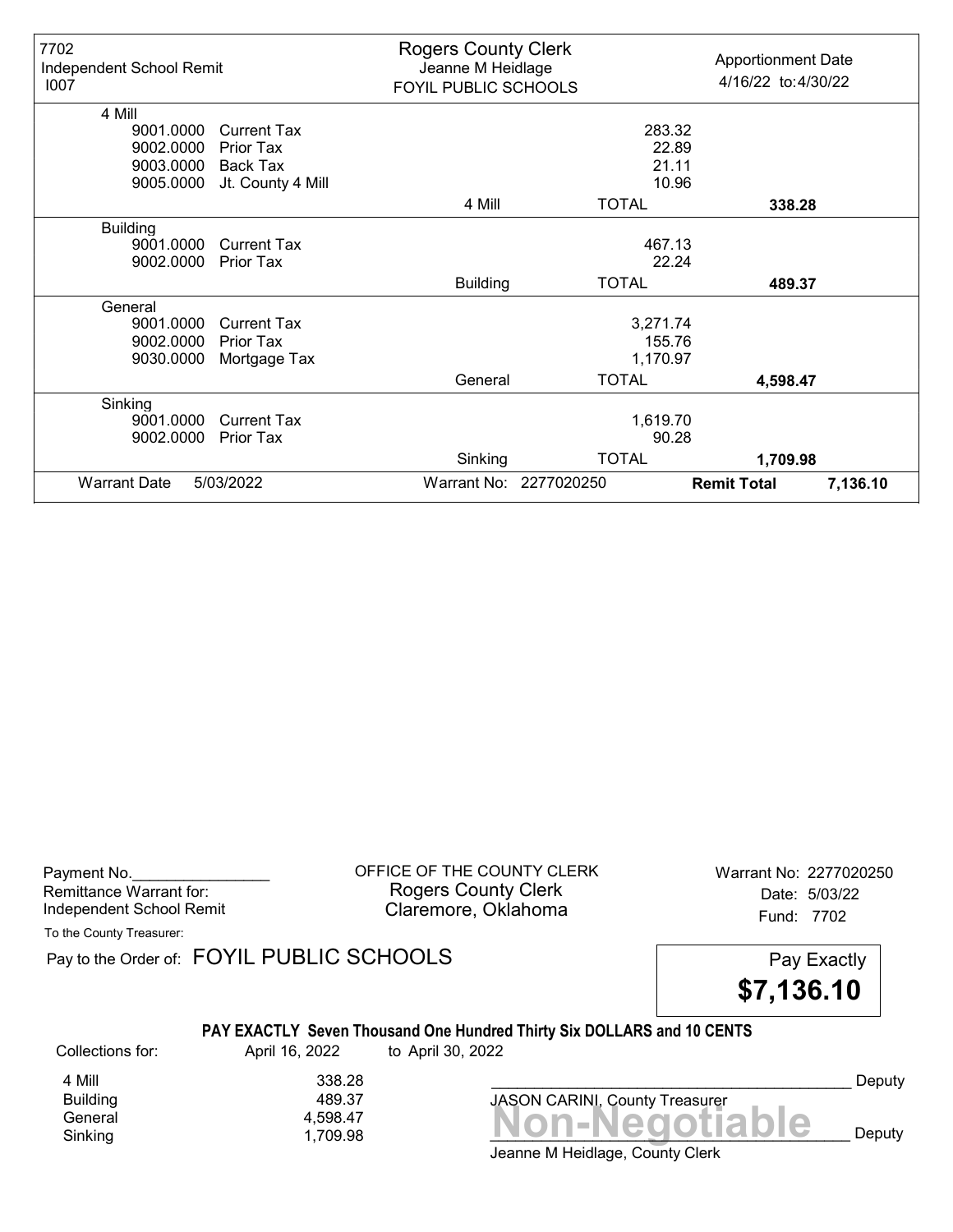| 7702 Independent School Remit I007 | Rogers County Clerk Jeanne M Heidlage FOYIL PUBLIC SCHOOLS | | Apportionment Date 4/16/22 to:4/30/22 | |
|---|---|---|---|---|
| **4 Mill** | | | | |
| 9001.0000 Current Tax | | 283.32 | | |
| 9002.0000 Prior Tax | | 22.89 | | |
| 9003.0000 Back Tax | | 21.11 | | |
| 9005.0000 Jt. County 4 Mill | | 10.96 | | |
| | 4 Mill | TOTAL | **338.28** | |
| **Building** | | | | |
| 9001.0000 Current Tax | | 467.13 | | |
| 9002.0000 Prior Tax | | 22.24 | | |
| | Building | TOTAL | **489.37** | |
| **General** | | | | |
| 9001.0000 Current Tax | | 3,271.74 | | |
| 9002.0000 Prior Tax | | 155.76 | | |
| 9030.0000 Mortgage Tax | | 1,170.97 | | |
| | General | TOTAL | **4,598.47** | |
| **Sinking** | | | | |
| 9001.0000 Current Tax | | 1,619.70 | | |
| 9002.0000 Prior Tax | | 90.28 | | |
| | Sinking | TOTAL | **1,709.98** | |
| Warrant Date 5/03/2022 | Warrant No: 2277020250 | | **Remit Total** | **7,136.10** |

Payment No.________________
Remittance Warrant for:
Independent School Remit

OFFICE OF THE COUNTY CLERK
Rogers County Clerk
Claremore, Oklahoma

Warrant No: 2277020250
Date: 5/03/22
Fund: 7702

To the County Treasurer:

Pay to the Order of: FOYIL PUBLIC SCHOOLS

Pay Exactly **$7,136.10**

**PAY EXACTLY Seven Thousand One Hundred Thirty Six DOLLARS and 10 CENTS**

Collections for: April 16, 2022 to April 30, 2022

| | |
|---|---|
| 4 Mill | 338.28 |
| Building | 489.37 |
| General | 4,598.47 |
| Sinking | 1,709.98 |

___________________________________________ Deputy
JASON CARINI, County Treasurer

**Non-Negotiable**

___________________________________________ Deputy
Jeanne M Heidlage, County Clerk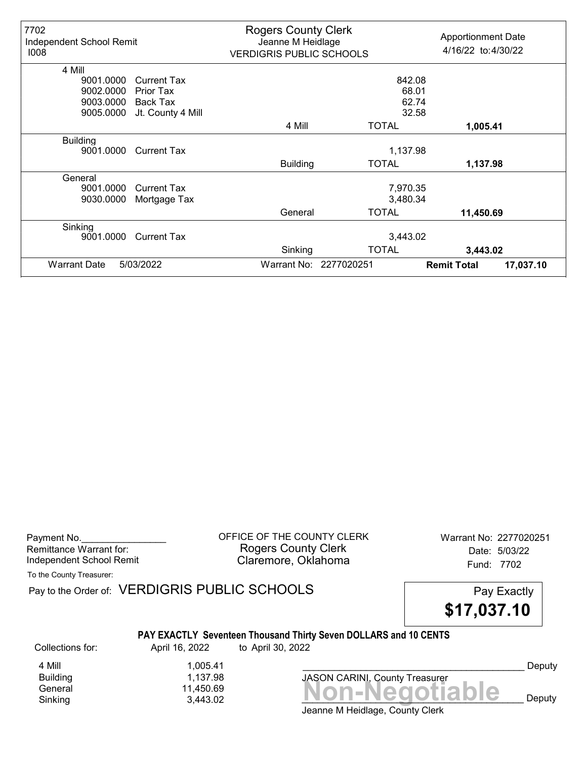7702
Independent School Remit
I008

**Rogers County Clerk**
Jeanne M Heidlage
VERDIGRIS PUBLIC SCHOOLS

Apportionment Date
4/16/22 to:4/30/22

| Fund | Code | Description | | Amount | Total |
|---|---|---|---|---|---|
| 4 Mill | | | | | |
| | 9001.0000 | Current Tax | | 842.08 | |
| | 9002.0000 | Prior Tax | | 68.01 | |
| | 9003.0000 | Back Tax | | 62.74 | |
| | 9005.0000 | Jt. County 4 Mill | | 32.58 | |
| | | | 4 Mill | TOTAL | **1,005.41** |
| Building | | | | | |
| | 9001.0000 | Current Tax | | 1,137.98 | |
| | | | Building | TOTAL | **1,137.98** |
| General | | | | | |
| | 9001.0000 | Current Tax | | 7,970.35 | |
| | 9030.0000 | Mortgage Tax | | 3,480.34 | |
| | | | General | TOTAL | **11,450.69** |
| Sinking | | | | | |
| | 9001.0000 | Current Tax | | 3,443.02 | |
| | | | Sinking | TOTAL | **3,443.02** |

Warrant Date 5/03/2022 | Warrant No: 2277020251 | **Remit Total 17,037.10**

---

Payment No.________________
Remittance Warrant for:
Independent School Remit

OFFICE OF THE COUNTY CLERK
Rogers County Clerk
Claremore, Oklahoma

Warrant No: 2277020251
Date: 5/03/22
Fund: 7702

To the County Treasurer:

Pay to the Order of: VERDIGRIS PUBLIC SCHOOLS

Pay Exactly
**$17,037.10**

**PAY EXACTLY Seventeen Thousand Thirty Seven DOLLARS and 10 CENTS**

Collections for: April 16, 2022 to April 30, 2022

| | |
|---|---|
| 4 Mill | 1,005.41 |
| Building | 1,137.98 |
| General | 11,450.69 |
| Sinking | 3,443.02 |

__________________________________________ Deputy
JASON CARINI, County Treasurer

**Non-Negotiable**

__________________________________________ Deputy
Jeanne M Heidlage, County Clerk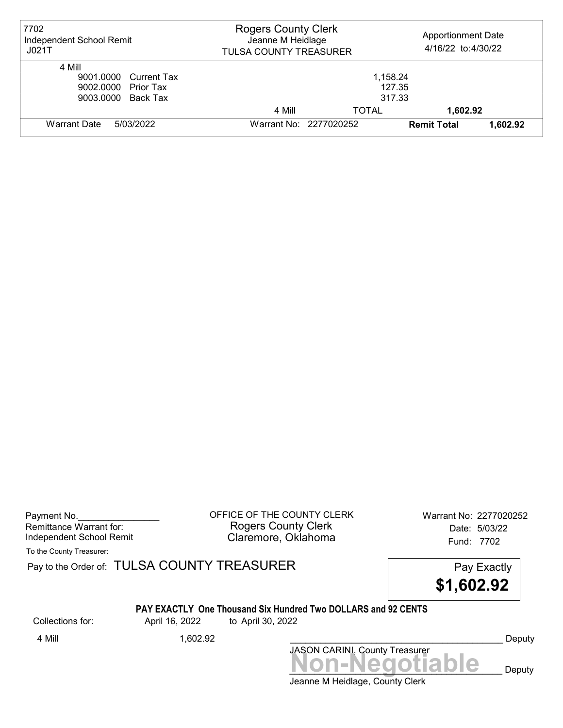| 7702 Independent School Remit J021T | Rogers County Clerk Jeanne M Heidlage TULSA COUNTY TREASURER | | Apportionment Date 4/16/22 to:4/30/22 | |
|---|---|---|---|---|
| 4 Mill | | | | |
| 9001.0000 Current Tax | | 1,158.24 | | |
| 9002.0000 Prior Tax | | 127.35 | | |
| 9003.0000 Back Tax | | 317.33 | | |
| | 4 Mill | TOTAL | **1,602.92** | |
| Warrant Date 5/03/2022 | Warrant No: 2277020252 | | **Remit Total** | **1,602.92** |

Payment No.________________
Remittance Warrant for:
Independent School Remit

OFFICE OF THE COUNTY CLERK
Rogers County Clerk
Claremore, Oklahoma

Warrant No: 2277020252
Date: 5/03/22
Fund: 7702

To the County Treasurer:

Pay to the Order of: TULSA COUNTY TREASURER

Pay Exactly
**$1,602.92**

**PAY EXACTLY One Thousand Six Hundred Two DOLLARS and 92 CENTS**

Collections for: April 16, 2022 to April 30, 2022

4 Mill 1,602.92

__________________________________________ Deputy
JASON CARINI, County Treasurer

**Non-Negotiable**

__________________________________________ Deputy
Jeanne M Heidlage, County Clerk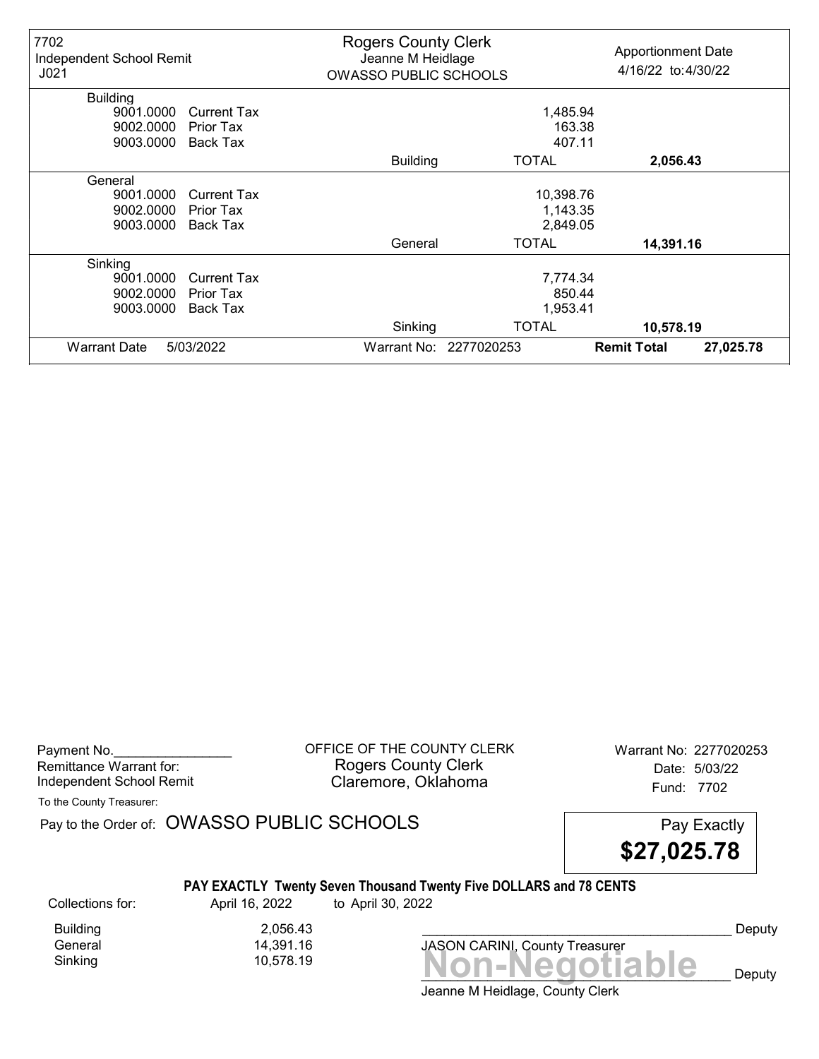| 7702 Independent School Remit J021 | Rogers County Clerk Jeanne M Heidlage OWASSO PUBLIC SCHOOLS | | Apportionment Date 4/16/22 to:4/30/22 |
|---|---|---|---|
| **Building** | | | |
| 9001.0000 Current Tax | | 1,485.94 | |
| 9002.0000 Prior Tax | | 163.38 | |
| 9003.0000 Back Tax | | 407.11 | |
| | Building | TOTAL | **2,056.43** |
| **General** | | | |
| 9001.0000 Current Tax | | 10,398.76 | |
| 9002.0000 Prior Tax | | 1,143.35 | |
| 9003.0000 Back Tax | | 2,849.05 | |
| | General | TOTAL | **14,391.16** |
| **Sinking** | | | |
| 9001.0000 Current Tax | | 7,774.34 | |
| 9002.0000 Prior Tax | | 850.44 | |
| 9003.0000 Back Tax | | 1,953.41 | |
| | Sinking | TOTAL | **10,578.19** |
| Warrant Date 5/03/2022 | Warrant No: 2277020253 | **Remit Total** | **27,025.78** |

Payment No.________________
Remittance Warrant for:
Independent School Remit

OFFICE OF THE COUNTY CLERK
Rogers County Clerk
Claremore, Oklahoma

Warrant No: 2277020253
Date: 5/03/22
Fund: 7702

To the County Treasurer:

Pay to the Order of: OWASSO PUBLIC SCHOOLS

Pay Exactly **$27,025.78**

**PAY EXACTLY Twenty Seven Thousand Twenty Five DOLLARS and 78 CENTS**

Collections for: April 16, 2022 to April 30, 2022

| | |
|---|---|
| Building | 2,056.43 |
| General | 14,391.16 |
| Sinking | 10,578.19 |

_________________________________________ Deputy
JASON CARINI, County Treasurer

**Non-Negotiable**

_________________________________________ Deputy
Jeanne M Heidlage, County Clerk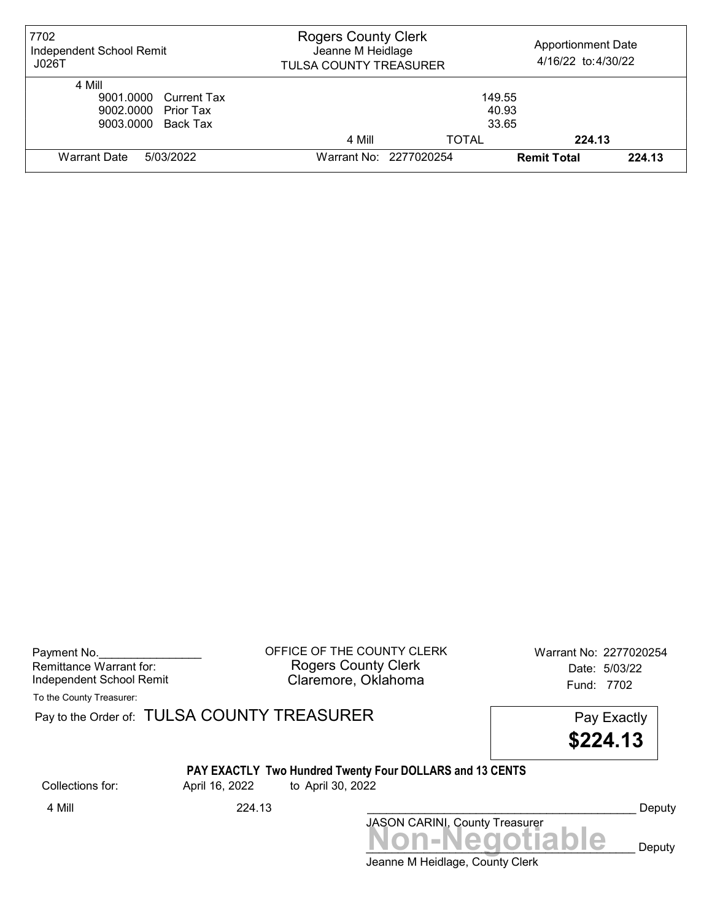| 7702 Independent School Remit J026T | Rogers County Clerk Jeanne M Heidlage TULSA COUNTY TREASURER | | Apportionment Date 4/16/22 to:4/30/22 | |
|---|---|---|---|---|
| 4 Mill | | | | |
| 9001.0000 Current Tax | | 149.55 | | |
| 9002.0000 Prior Tax | | 40.93 | | |
| 9003.0000 Back Tax | | 33.65 | | |
| | 4 Mill | TOTAL | 224.13 | |
| Warrant Date 5/03/2022 | Warrant No: 2277020254 | | **Remit Total** | **224.13** |

Payment No.________________
Remittance Warrant for:
Independent School Remit

OFFICE OF THE COUNTY CLERK
Rogers County Clerk
Claremore, Oklahoma

Warrant No: 2277020254
Date: 5/03/22
Fund: 7702

To the County Treasurer:

Pay to the Order of: TULSA COUNTY TREASURER

Pay Exactly
**$224.13**

**PAY EXACTLY Two Hundred Twenty Four DOLLARS and 13 CENTS**

Collections for: April 16, 2022 to April 30, 2022

4 Mill 224.13

__________________________________________ Deputy
JASON CARINI, County Treasurer

**Non-Negotiable**
__________________________________________ Deputy
Jeanne M Heidlage, County Clerk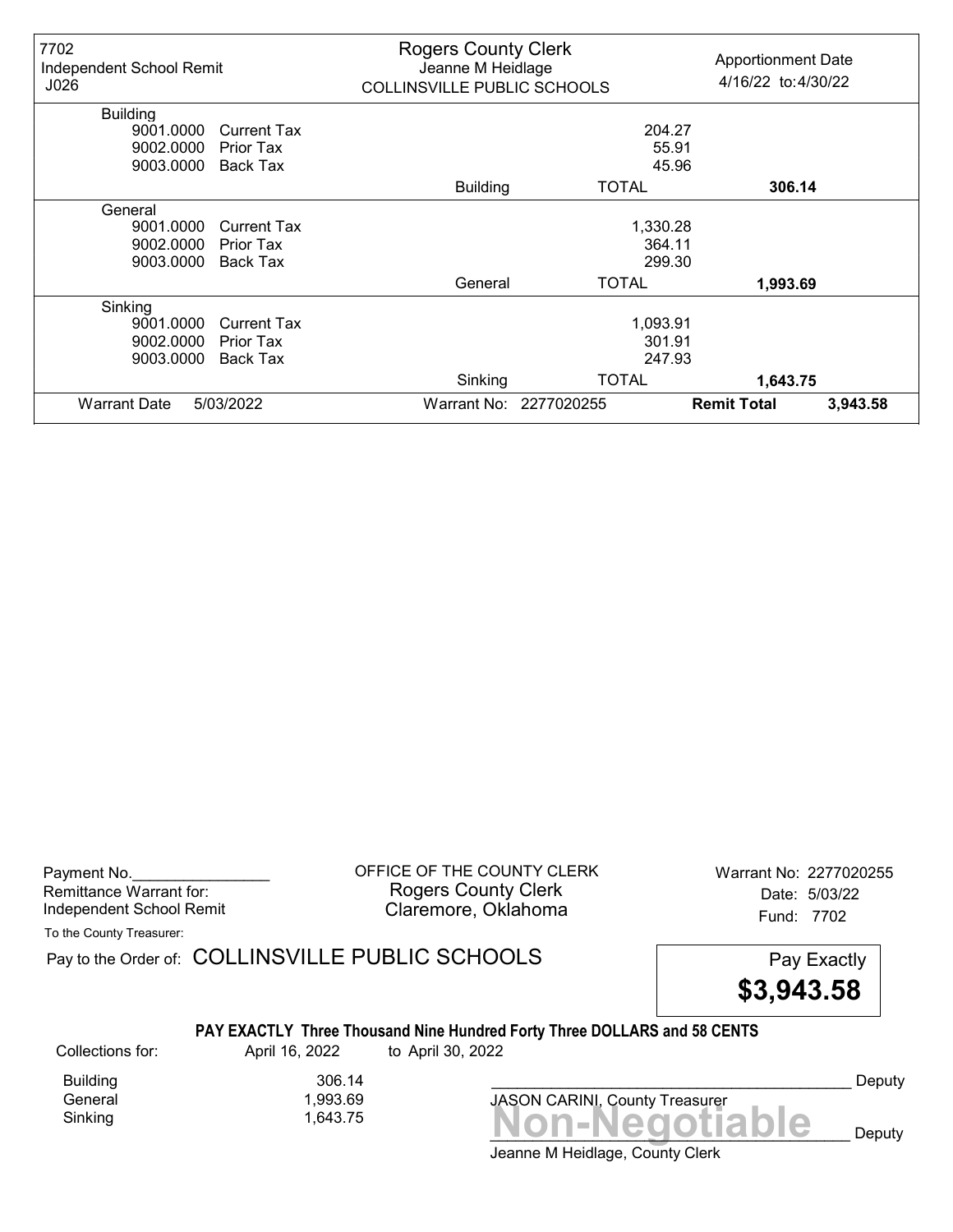| 7702<br>Independent School Remit<br>J026 | Rogers County Clerk<br>Jeanne M Heidlage<br>COLLINSVILLE PUBLIC SCHOOLS | | Apportionment Date<br>4/16/22 to:4/30/22 | |
|---|---|---|---|---|
| **Building** | | | | |
| 9001.0000 Current Tax | | 204.27 | | |
| 9002.0000 Prior Tax | | 55.91 | | |
| 9003.0000 Back Tax | | 45.96 | | |
| | Building | TOTAL | **306.14** | |
| **General** | | | | |
| 9001.0000 Current Tax | | 1,330.28 | | |
| 9002.0000 Prior Tax | | 364.11 | | |
| 9003.0000 Back Tax | | 299.30 | | |
| | General | TOTAL | **1,993.69** | |
| **Sinking** | | | | |
| 9001.0000 Current Tax | | 1,093.91 | | |
| 9002.0000 Prior Tax | | 301.91 | | |
| 9003.0000 Back Tax | | 247.93 | | |
| | Sinking | TOTAL | **1,643.75** | |
| Warrant Date 5/03/2022 | Warrant No: 2277020255 | | **Remit Total** | **3,943.58** |

Payment No.________________
Remittance Warrant for:
Independent School Remit

OFFICE OF THE COUNTY CLERK
Rogers County Clerk
Claremore, Oklahoma

Warrant No: 2277020255
Date: 5/03/22
Fund: 7702

To the County Treasurer:

Pay to the Order of: COLLINSVILLE PUBLIC SCHOOLS

Pay Exactly **$3,943.58**

**PAY EXACTLY Three Thousand Nine Hundred Forty Three DOLLARS and 58 CENTS**

Collections for: April 16, 2022 to April 30, 2022

| | |
|---|---|
| Building | 306.14 |
| General | 1,993.69 |
| Sinking | 1,643.75 |

_________________________________________ Deputy
JASON CARINI, County Treasurer

**Non-Negotiable**

_________________________________________ Deputy
Jeanne M Heidlage, County Clerk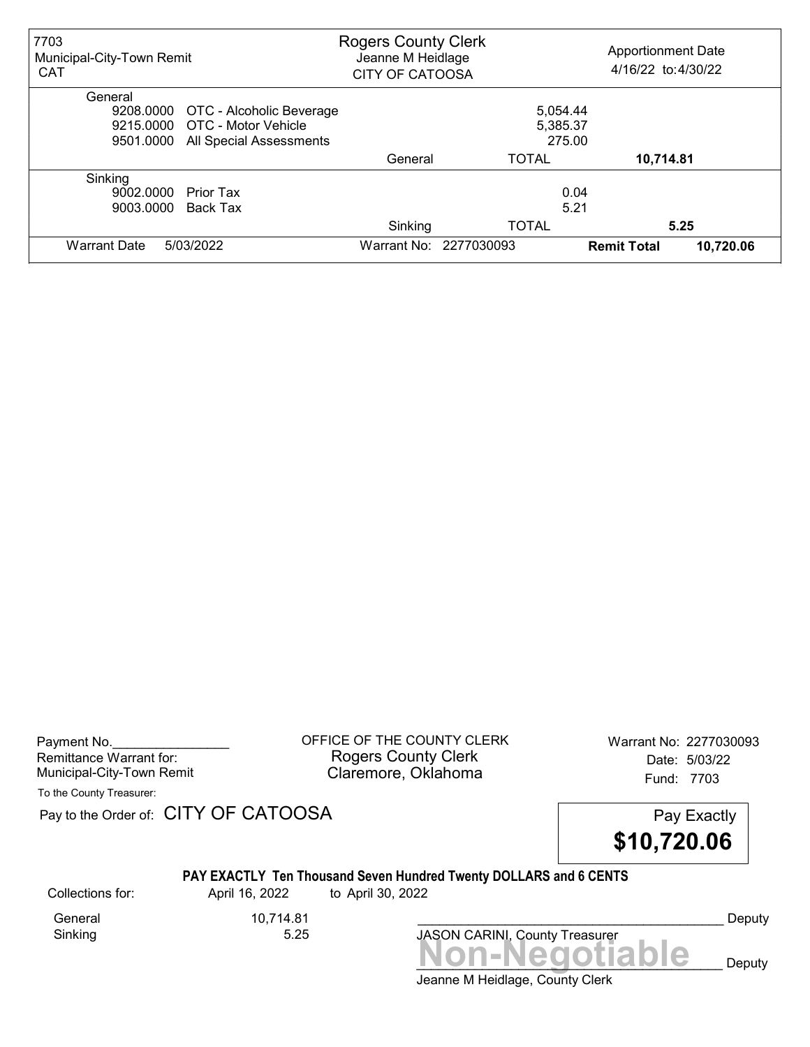| 7703 Municipal-City-Town Remit CAT | Rogers County Clerk Jeanne M Heidlage CITY OF CATOOSA | | Apportionment Date 4/16/22 to:4/30/22 |
|---|---|---|---|
| **General** | | | |
| 9208.0000 OTC - Alcoholic Beverage | | 5,054.44 | |
| 9215.0000 OTC - Motor Vehicle | | 5,385.37 | |
| 9501.0000 All Special Assessments | | 275.00 | |
| | General | TOTAL | **10,714.81** |
| **Sinking** | | | |
| 9002.0000 Prior Tax | | 0.04 | |
| 9003.0000 Back Tax | | 5.21 | |
| | Sinking | TOTAL | **5.25** |
| Warrant Date 5/03/2022 | Warrant No: 2277030093 | | **Remit Total** **10,720.06** |

Payment No.________________
Remittance Warrant for:
Municipal-City-Town Remit

OFFICE OF THE COUNTY CLERK
Rogers County Clerk
Claremore, Oklahoma

Warrant No: 2277030093
Date: 5/03/22
Fund: 7703

To the County Treasurer:

Pay to the Order of: CITY OF CATOOSA

Pay Exactly
**$10,720.06**

**PAY EXACTLY Ten Thousand Seven Hundred Twenty DOLLARS and 6 CENTS**

| Collections for: | April 16, 2022 | to April 30, 2022 |
|---|---|---|
| General | 10,714.81 | |
| Sinking | 5.25 | |

__________________________________________ Deputy
JASON CARINI, County Treasurer

**Non-Negotiable**

__________________________________________ Deputy
Jeanne M Heidlage, County Clerk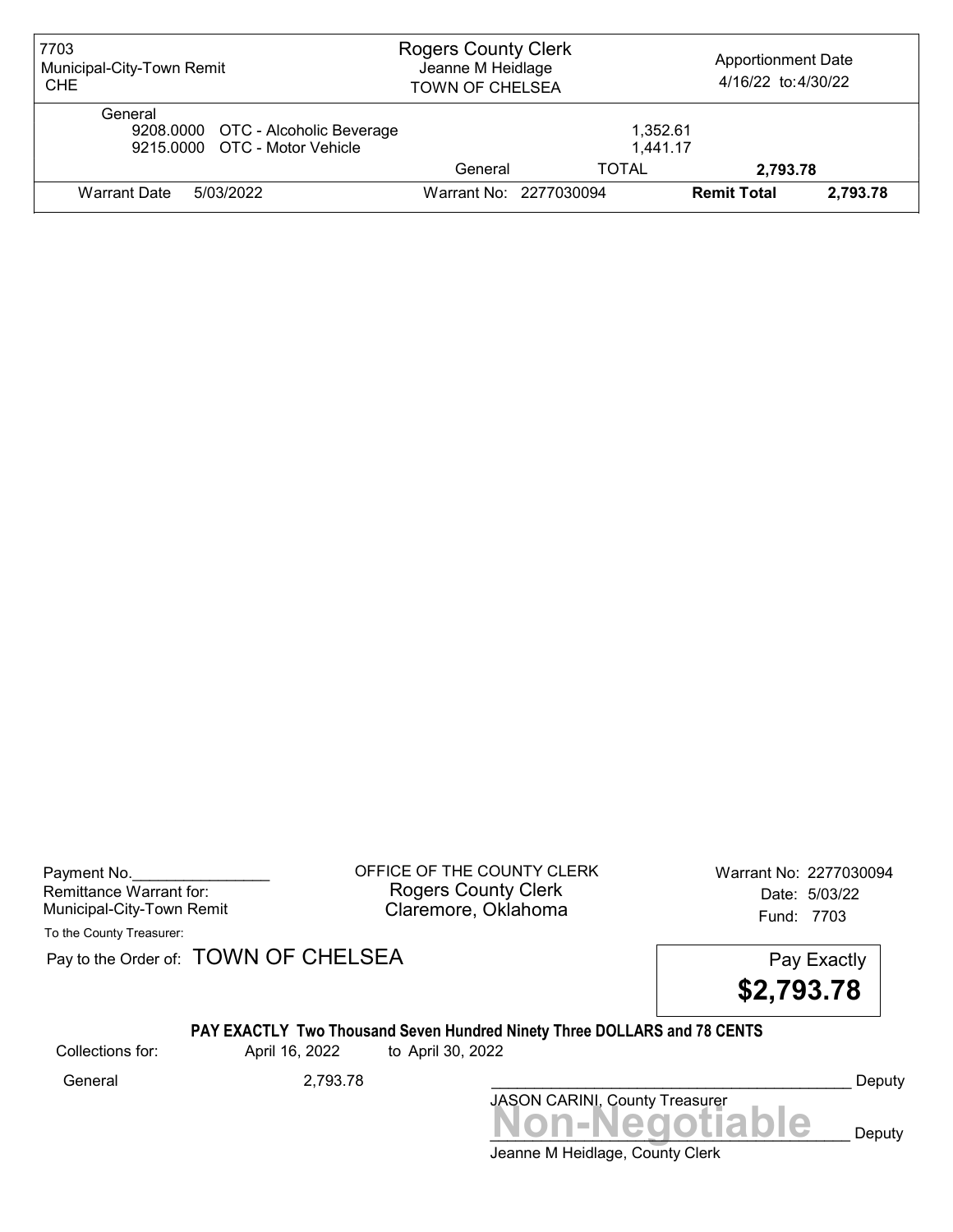| 7703 Municipal-City-Town Remit CHE | Rogers County Clerk Jeanne M Heidlage TOWN OF CHELSEA | Apportionment Date 4/16/22 to:4/30/22 |
|---|---|---|

General

| | | | |
|---|---|---|---|
| 9208.0000 | OTC - Alcoholic Beverage | 1,352.61 | |
| 9215.0000 | OTC - Motor Vehicle | 1,441.17 | |
| | General | TOTAL | 2,793.78 |

| Warrant Date 5/03/2022 | Warrant No: 2277030094 | Remit Total | 2,793.78 |
|---|---|---|---|

Payment No.________________

Remittance Warrant for:
Municipal-City-Town Remit

OFFICE OF THE COUNTY CLERK
Rogers County Clerk
Claremore, Oklahoma

Warrant No: 2277030094
Date: 5/03/22
Fund: 7703

To the County Treasurer:

Pay to the Order of: TOWN OF CHELSEA

Pay Exactly
**$2,793.78**

**PAY EXACTLY Two Thousand Seven Hundred Ninety Three DOLLARS and 78 CENTS**

Collections for: April 16, 2022 to April 30, 2022

General 2,793.78

_________________________________________ Deputy
JASON CARINI, County Treasurer

**Non-Negotiable**
_________________________________________ Deputy
Jeanne M Heidlage, County Clerk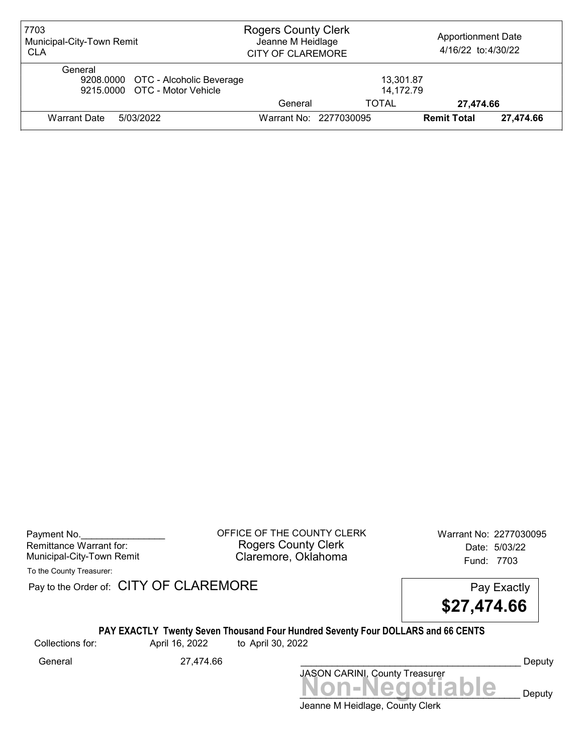| 7703 Municipal-City-Town Remit CLA | Rogers County Clerk Jeanne M Heidlage CITY OF CLAREMORE | Apportionment Date 4/16/22 to:4/30/22 |
|---|---|---|

General

| Code | Description | Amount |
|---|---|---|
| 9208.0000 | OTC - Alcoholic Beverage | 13,301.87 |
| 9215.0000 | OTC - Motor Vehicle | 14,172.79 |
| | General TOTAL | 27,474.66 |

Warrant Date 5/03/2022 | Warrant No: 2277030095 | **Remit Total** **27,474.66**

Payment No.________________
Remittance Warrant for:
Municipal-City-Town Remit

OFFICE OF THE COUNTY CLERK
Rogers County Clerk
Claremore, Oklahoma

Warrant No: 2277030095
Date: 5/03/22
Fund: 7703

To the County Treasurer:

Pay to the Order of: CITY OF CLAREMORE

Pay Exactly **$27,474.66**

**PAY EXACTLY Twenty Seven Thousand Four Hundred Seventy Four DOLLARS and 66 CENTS**

Collections for: April 16, 2022 to April 30, 2022

General 27,474.66

__________________________________________ Deputy
JASON CARINI, County Treasurer

**Non-Negotiable**
__________________________________________ Deputy
Jeanne M Heidlage, County Clerk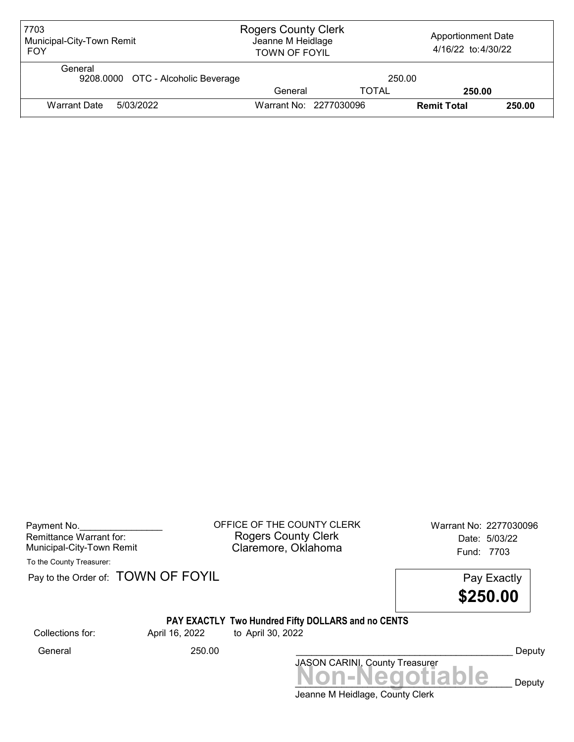| 7703 Municipal-City-Town Remit FOY | Rogers County Clerk Jeanne M Heidlage TOWN OF FOYIL | | Apportionment Date 4/16/22 to:4/30/22 | |
|---|---|---|---|---|
| General | | | | |
| 9208.0000 OTC - Alcoholic Beverage | | 250.00 | | |
| | General | TOTAL | 250.00 | |
| Warrant Date 5/03/2022 | Warrant No: 2277030096 | | Remit Total | 250.00 |

Payment No.________________
Remittance Warrant for:
Municipal-City-Town Remit

OFFICE OF THE COUNTY CLERK
Rogers County Clerk
Claremore, Oklahoma

Warrant No: 2277030096
Date: 5/03/22
Fund: 7703

To the County Treasurer:

Pay to the Order of: TOWN OF FOYIL

Pay Exactly
**$250.00**

**PAY EXACTLY Two Hundred Fifty DOLLARS and no CENTS**

Collections for: April 16, 2022 to April 30, 2022

General 250.00

__________________________________________ Deputy
JASON CARINI, County Treasurer

**Non-Negotiable**

__________________________________________ Deputy
Jeanne M Heidlage, County Clerk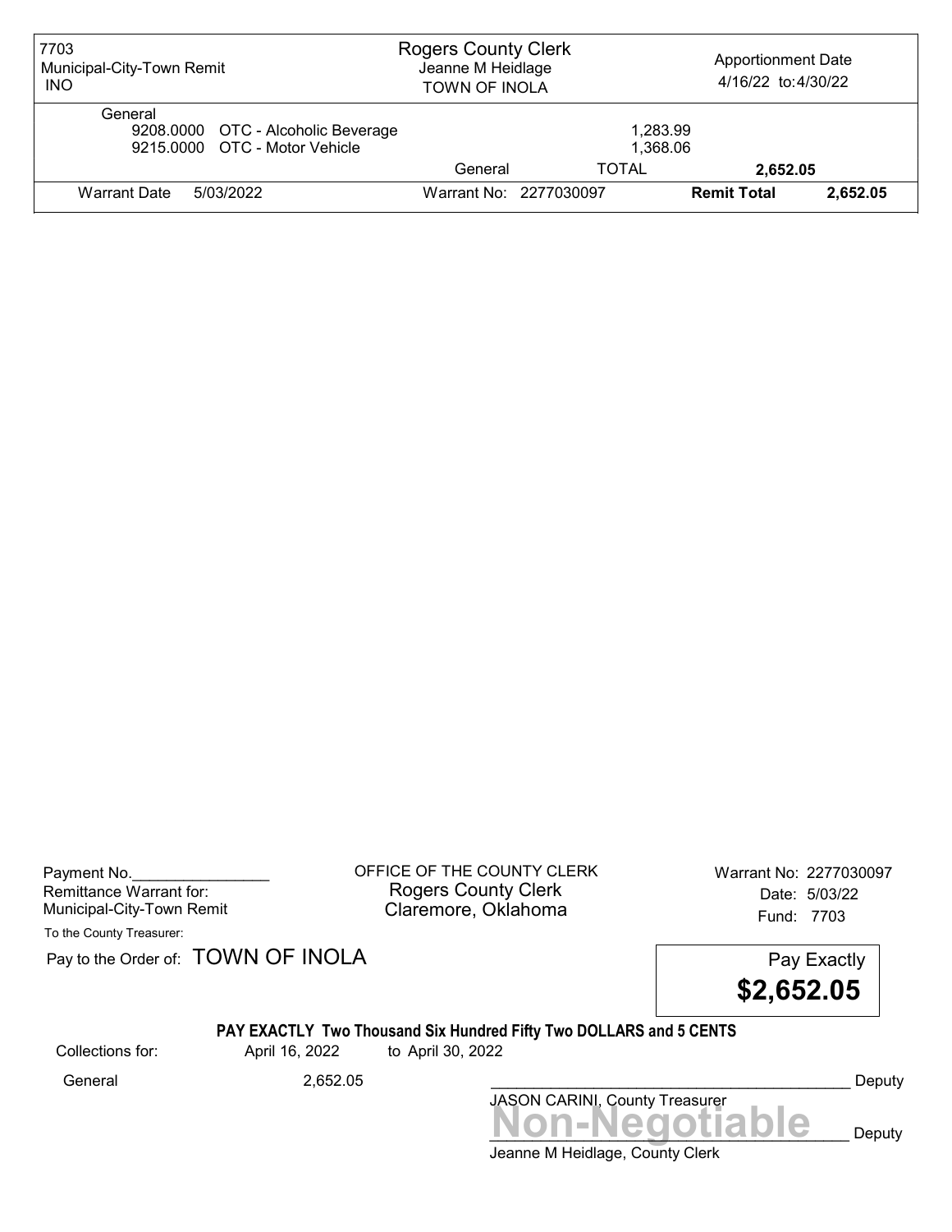| 7703 Municipal-City-Town Remit INO | Rogers County Clerk Jeanne M Heidlage TOWN OF INOLA | | Apportionment Date 4/16/22 to:4/30/22 | |
|---|---|---|---|---|
| General | | | | |
| 9208.0000 OTC - Alcoholic Beverage | | 1,283.99 | | |
| 9215.0000 OTC - Motor Vehicle | | 1,368.06 | | |
| | General | TOTAL | 2,652.05 | |
| Warrant Date 5/03/2022 | Warrant No: 2277030097 | | Remit Total | 2,652.05 |

Payment No.________________
Remittance Warrant for:
Municipal-City-Town Remit

OFFICE OF THE COUNTY CLERK
Rogers County Clerk
Claremore, Oklahoma

Warrant No: 2277030097
Date: 5/03/22
Fund: 7703

To the County Treasurer:

Pay to the Order of: TOWN OF INOLA

Pay Exactly
**$2,652.05**

**PAY EXACTLY Two Thousand Six Hundred Fifty Two DOLLARS and 5 CENTS**

Collections for: April 16, 2022 to April 30, 2022

General 2,652.05

__________________________________________ Deputy
JASON CARINI, County Treasurer

**Non-Negotiable**
__________________________________________ Deputy
Jeanne M Heidlage, County Clerk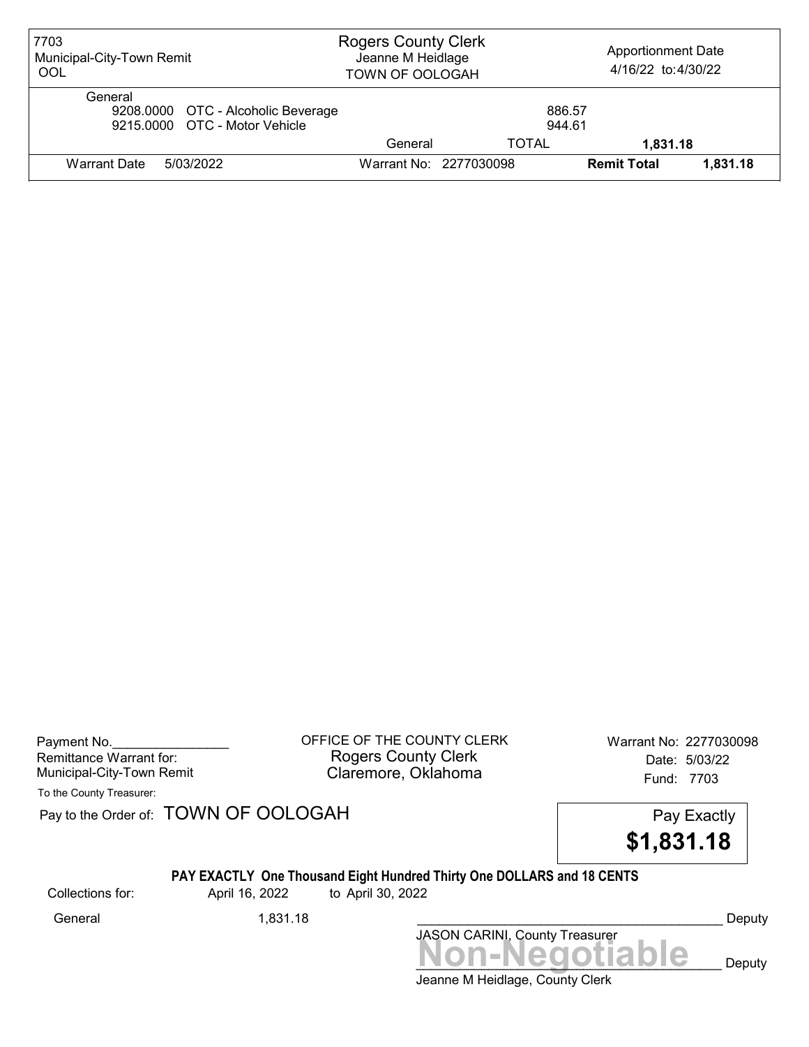| 7703 Municipal-City-Town Remit OOL | Rogers County Clerk Jeanne M Heidlage TOWN OF OOLOGAH | | Apportionment Date 4/16/22 to:4/30/22 |
|---|---|---|---|
| General | | | |
| 9208.0000 OTC - Alcoholic Beverage | | 886.57 | |
| 9215.0000 OTC - Motor Vehicle | | 944.61 | |
| | General | TOTAL | **1,831.18** |
| Warrant Date 5/03/2022 | Warrant No: 2277030098 | **Remit Total** | **1,831.18** |

Payment No.________________
Remittance Warrant for:
Municipal-City-Town Remit

OFFICE OF THE COUNTY CLERK
Rogers County Clerk
Claremore, Oklahoma

Warrant No: 2277030098
Date: 5/03/22
Fund: 7703

To the County Treasurer:

Pay to the Order of: TOWN OF OOLOGAH

Pay Exactly
**$1,831.18**

**PAY EXACTLY One Thousand Eight Hundred Thirty One DOLLARS and 18 CENTS**

Collections for: April 16, 2022 to April 30, 2022

General 1,831.18

__________________________________________ Deputy
JASON CARINI, County Treasurer

Non-Negotiable

__________________________________________ Deputy
Jeanne M Heidlage, County Clerk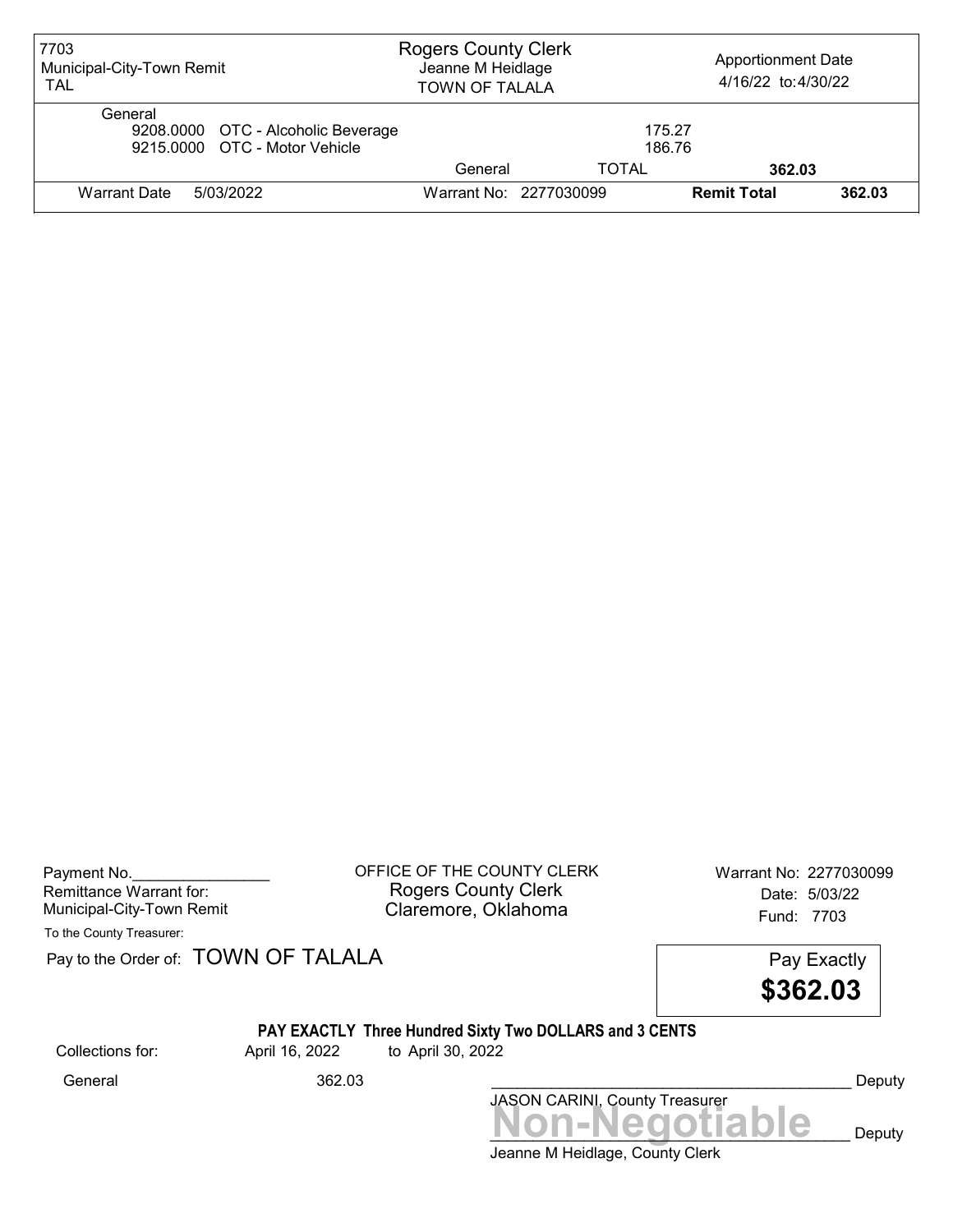| 7703 Municipal-City-Town Remit TAL | Rogers County Clerk Jeanne M Heidlage TOWN OF TALALA | | Apportionment Date 4/16/22 to:4/30/22 |
|---|---|---|---|
| General | | | |
| 9208.0000 OTC - Alcoholic Beverage | | 175.27 | |
| 9215.0000 OTC - Motor Vehicle | | 186.76 | |
| | General | TOTAL | **362.03** |
| Warrant Date 5/03/2022 | Warrant No: 2277030099 | **Remit Total** | **362.03** |

Payment No.________________

Remittance Warrant for:
Municipal-City-Town Remit

OFFICE OF THE COUNTY CLERK
Rogers County Clerk
Claremore, Oklahoma

Warrant No: 2277030099
Date: 5/03/22
Fund: 7703

To the County Treasurer:

Pay to the Order of: TOWN OF TALALA

Pay Exactly
**$362.03**

**PAY EXACTLY Three Hundred Sixty Two DOLLARS and 3 CENTS**

Collections for: April 16, 2022 to April 30, 2022

General 362.03

__________________________________________ Deputy
JASON CARINI, County Treasurer

**Non-Negotiable**

__________________________________________ Deputy
Jeanne M Heidlage, County Clerk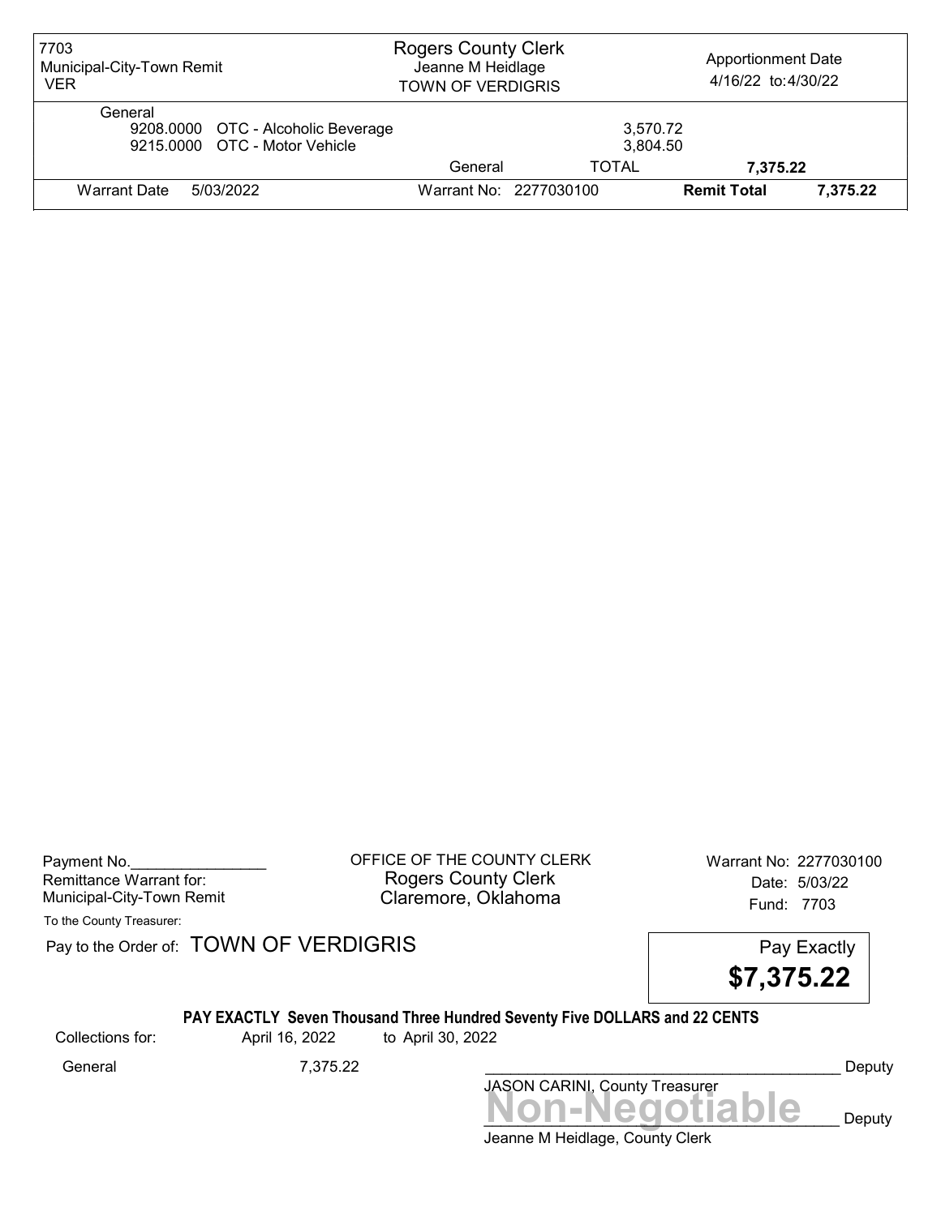| 7703 Municipal-City-Town Remit VER | Rogers County Clerk Jeanne M Heidlage TOWN OF VERDIGRIS | | Apportionment Date 4/16/22 to: 4/30/22 | |
|---|---|---|---|---|
| General | | | | |
| 9208.0000 OTC - Alcoholic Beverage | | 3,570.72 | | |
| 9215.0000 OTC - Motor Vehicle | | 3,804.50 | | |
| | General | TOTAL | **7,375.22** | |
| Warrant Date 5/03/2022 | Warrant No: 2277030100 | | **Remit Total** | **7,375.22** |

Payment No.________________
Remittance Warrant for:
Municipal-City-Town Remit

OFFICE OF THE COUNTY CLERK
Rogers County Clerk
Claremore, Oklahoma

Warrant No: 2277030100
Date: 5/03/22
Fund: 7703

To the County Treasurer:

Pay to the Order of: TOWN OF VERDIGRIS

Pay Exactly
**$7,375.22**

**PAY EXACTLY Seven Thousand Three Hundred Seventy Five DOLLARS and 22 CENTS**

| Collections for: | April 16, 2022 | to April 30, 2022 |
|---|---|---|
| General | 7,375.22 | |

_______________________________________ Deputy
JASON CARINI, County Treasurer

**Non-Negotiable**

_______________________________________ Deputy
Jeanne M Heidlage, County Clerk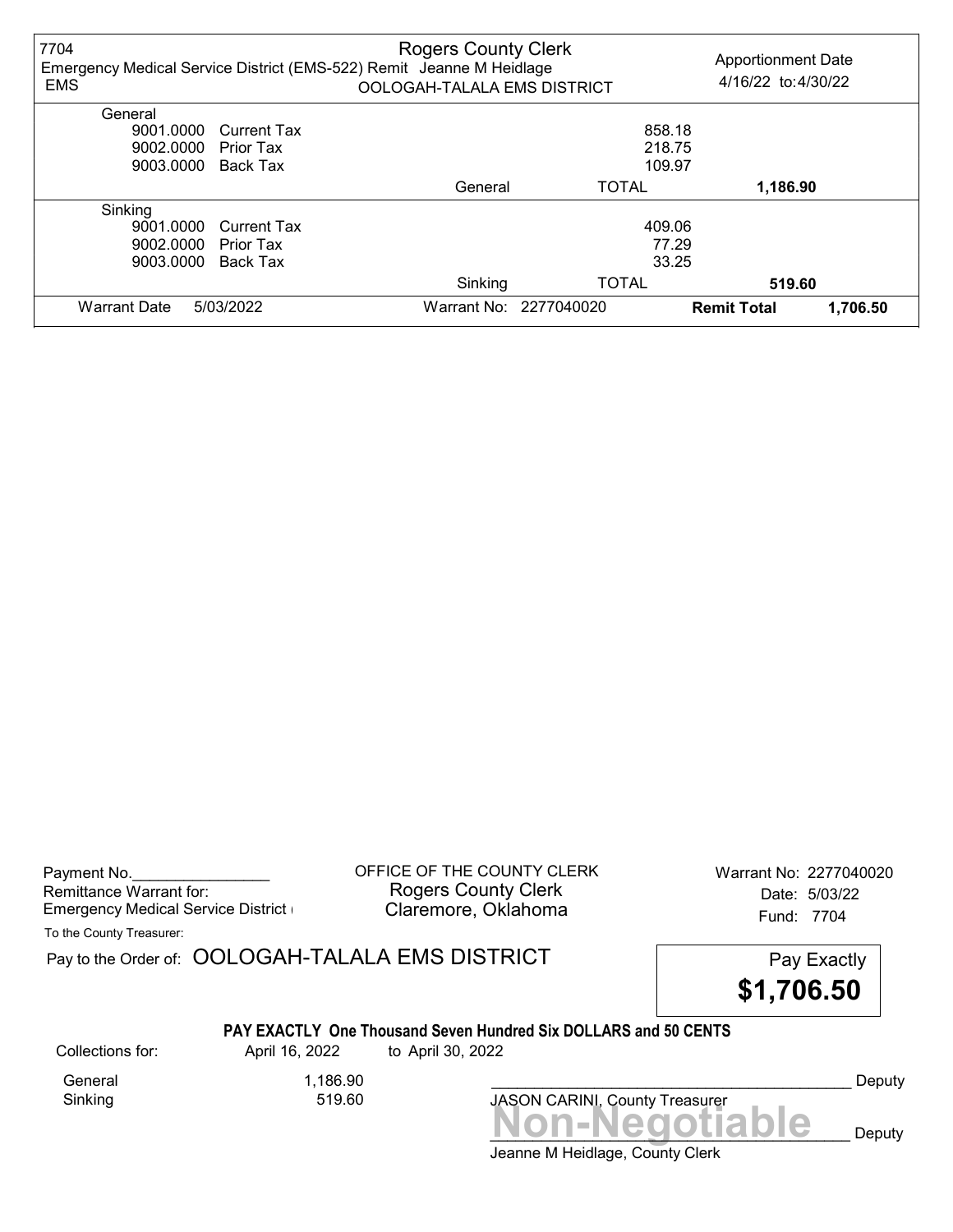| 7704 | Rogers County Clerk | | Apportionment Date |
|---|---|---|---|
| Emergency Medical Service District (EMS-522) Remit Jeanne M Heidlage | | | 4/16/22 to:4/30/22 |
| EMS | OOLOGAH-TALALA EMS DISTRICT | | |

| | | | | |
|---|---|---|---|---|
| General | | | | |
| 9001.0000 | Current Tax | | 858.18 | |
| 9002.0000 | Prior Tax | | 218.75 | |
| 9003.0000 | Back Tax | | 109.97 | |
| | | General | TOTAL | **1,186.90** |
| Sinking | | | | |
| 9001.0000 | Current Tax | | 409.06 | |
| 9002.0000 | Prior Tax | | 77.29 | |
| 9003.0000 | Back Tax | | 33.25 | |
| | | Sinking | TOTAL | **519.60** |
| Warrant Date | 5/03/2022 | Warrant No: 2277040020 | **Remit Total** | **1,706.50** |

Payment No.________________
Remittance Warrant for:
Emergency Medical Service District (

OFFICE OF THE COUNTY CLERK
Rogers County Clerk
Claremore, Oklahoma

Warrant No: 2277040020
Date: 5/03/22
Fund: 7704

To the County Treasurer:

Pay to the Order of: OOLOGAH-TALALA EMS DISTRICT

Pay Exactly
**$1,706.50**

**PAY EXACTLY One Thousand Seven Hundred Six DOLLARS and 50 CENTS**

| Collections for: | April 16, 2022 | to April 30, 2022 |
|---|---|---|
| General | 1,186.90 | |
| Sinking | 519.60 | |

___________________________________________ Deputy
JASON CARINI, County Treasurer

**Non-Negotiable**

___________________________________________ Deputy
Jeanne M Heidlage, County Clerk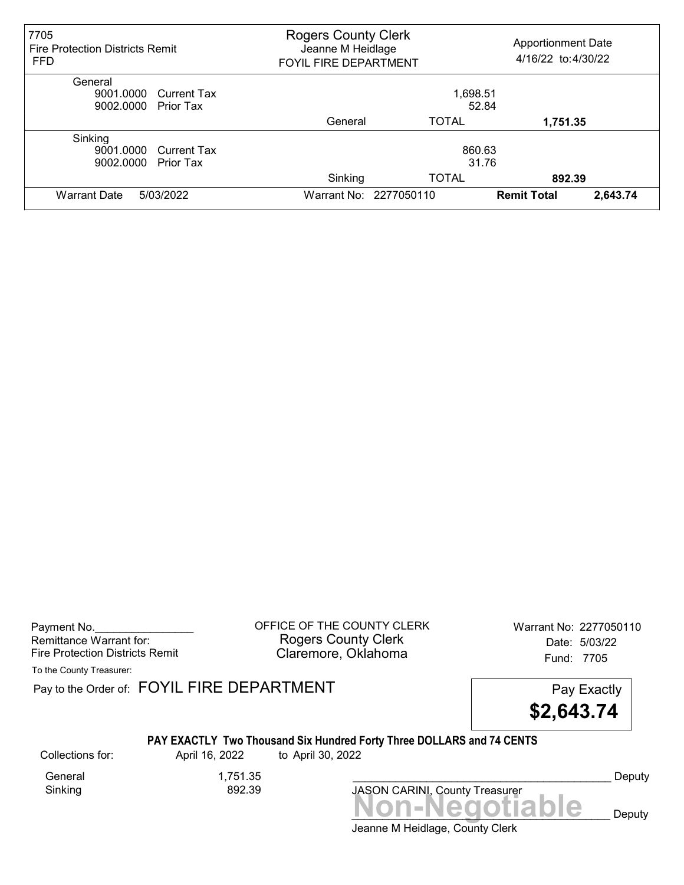| 7705 Fire Protection Districts Remit FFD | Rogers County Clerk Jeanne M Heidlage FOYIL FIRE DEPARTMENT | | Apportionment Date 4/16/22 to:4/30/22 | |
|---|---|---|---|---|
| **General** | | | | |
| 9001.0000 Current Tax | | 1,698.51 | | |
| 9002.0000 Prior Tax | | 52.84 | | |
| | General | TOTAL | **1,751.35** | |
| **Sinking** | | | | |
| 9001.0000 Current Tax | | 860.63 | | |
| 9002.0000 Prior Tax | | 31.76 | | |
| | Sinking | TOTAL | **892.39** | |
| Warrant Date 5/03/2022 | Warrant No: 2277050110 | | **Remit Total** | **2,643.74** |

Payment No.________________
Remittance Warrant for:
Fire Protection Districts Remit

OFFICE OF THE COUNTY CLERK
Rogers County Clerk
Claremore, Oklahoma

Warrant No: 2277050110
Date: 5/03/22
Fund: 7705

To the County Treasurer:

Pay to the Order of: FOYIL FIRE DEPARTMENT

Pay Exactly
**$2,643.74**

**PAY EXACTLY Two Thousand Six Hundred Forty Three DOLLARS and 74 CENTS**

Collections for: April 16, 2022 to April 30, 2022

| | |
|---|---|
| General | 1,751.35 |
| Sinking | 892.39 |

__________________________________________ Deputy
JASON CARINI, County Treasurer

**Non-Negotiable**

__________________________________________ Deputy
Jeanne M Heidlage, County Clerk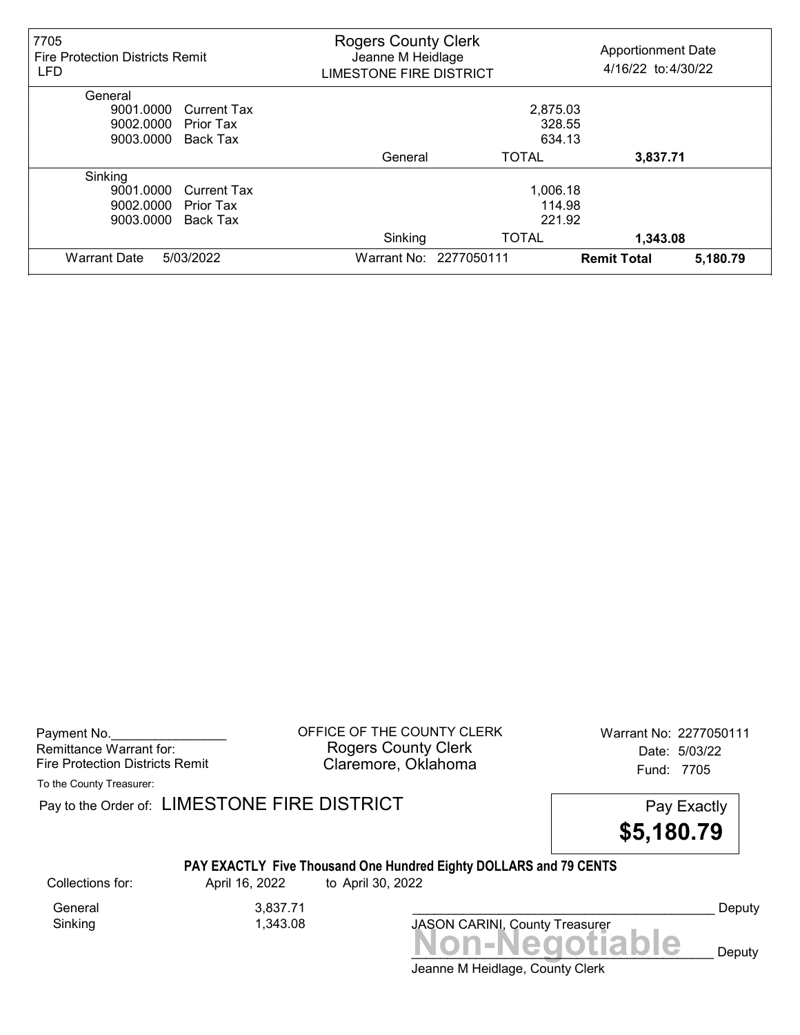| 7705 Fire Protection Districts Remit LFD | Rogers County Clerk Jeanne M Heidlage LIMESTONE FIRE DISTRICT | | Apportionment Date 4/16/22 to:4/30/22 |
|---|---|---|---|
| **General** | | | |
| 9001.0000 Current Tax | | 2,875.03 | |
| 9002.0000 Prior Tax | | 328.55 | |
| 9003.0000 Back Tax | | 634.13 | |
| | General | TOTAL | **3,837.71** |
| **Sinking** | | | |
| 9001.0000 Current Tax | | 1,006.18 | |
| 9002.0000 Prior Tax | | 114.98 | |
| 9003.0000 Back Tax | | 221.92 | |
| | Sinking | TOTAL | **1,343.08** |
| Warrant Date 5/03/2022 | Warrant No: 2277050111 | **Remit Total** | **5,180.79** |

Payment No.________________
Remittance Warrant for:
Fire Protection Districts Remit

OFFICE OF THE COUNTY CLERK
Rogers County Clerk
Claremore, Oklahoma

Warrant No: 2277050111
Date: 5/03/22
Fund: 7705

To the County Treasurer:

Pay to the Order of: LIMESTONE FIRE DISTRICT

Pay Exactly
**$5,180.79**

**PAY EXACTLY Five Thousand One Hundred Eighty DOLLARS and 79 CENTS**

Collections for: April 16, 2022 to April 30, 2022

| | |
|---|---|
| General | 3,837.71 |
| Sinking | 1,343.08 |

__________________________________________ Deputy
JASON CARINI, County Treasurer

**Non-Negotiable**

__________________________________________ Deputy
Jeanne M Heidlage, County Clerk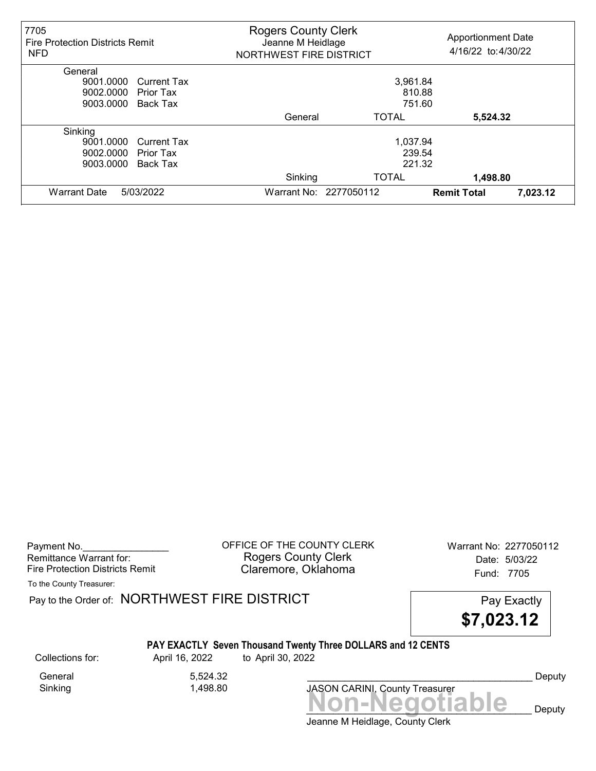| 7705<br>Fire Protection Districts Remit<br>NFD | Rogers County Clerk<br>Jeanne M Heidlage<br>NORTHWEST FIRE DISTRICT | | Apportionment Date<br>4/16/22 to:4/30/22 |
|---|---|---|---|
| **General** | | | |
| 9001.0000 Current Tax | | 3,961.84 | |
| 9002.0000 Prior Tax | | 810.88 | |
| 9003.0000 Back Tax | | 751.60 | |
| | General | TOTAL | **5,524.32** |
| **Sinking** | | | |
| 9001.0000 Current Tax | | 1,037.94 | |
| 9002.0000 Prior Tax | | 239.54 | |
| 9003.0000 Back Tax | | 221.32 | |
| | Sinking | TOTAL | **1,498.80** |
| Warrant Date 5/03/2022 | Warrant No: 2277050112 | **Remit Total** | **7,023.12** |

Payment No.________________
Remittance Warrant for:
Fire Protection Districts Remit

OFFICE OF THE COUNTY CLERK
Rogers County Clerk
Claremore, Oklahoma

Warrant No: 2277050112
Date: 5/03/22
Fund: 7705

To the County Treasurer:

Pay to the Order of: NORTHWEST FIRE DISTRICT

Pay Exactly
**$7,023.12**

**PAY EXACTLY Seven Thousand Twenty Three DOLLARS and 12 CENTS**

Collections for: April 16, 2022 to April 30, 2022

| | |
|---|---|
| General | 5,524.32 |
| Sinking | 1,498.80 |

__________________________________________ Deputy
JASON CARINI, County Treasurer

**Non-Negotiable**

__________________________________________ Deputy
Jeanne M Heidlage, County Clerk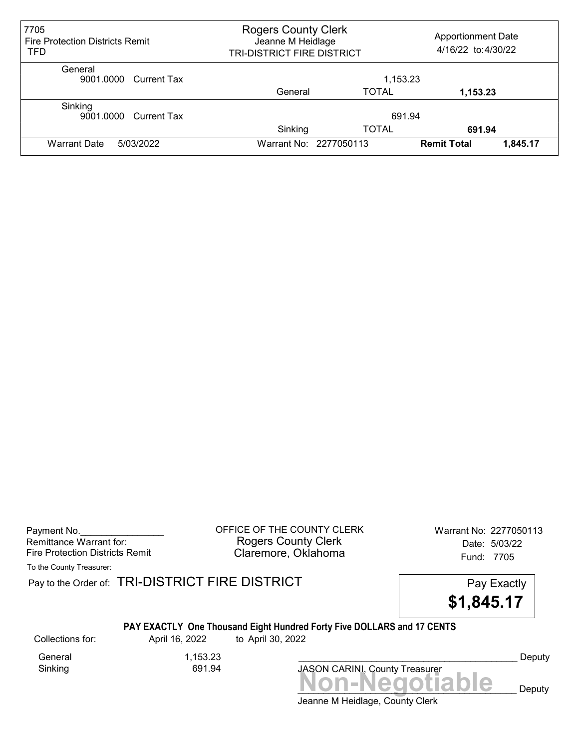| 7705<br>Fire Protection Districts Remit<br>TFD | Rogers County Clerk<br>Jeanne M Heidlage<br>TRI-DISTRICT FIRE DISTRICT | | Apportionment Date<br>4/16/22 to:4/30/22 |
|---|---|---|---|
| General<br>9001.0000 Current Tax | | 1,153.23 | |
| | General | TOTAL | **1,153.23** |
| Sinking<br>9001.0000 Current Tax | | 691.94 | |
| | Sinking | TOTAL | **691.94** |
| Warrant Date 5/03/2022 | Warrant No: 2277050113 | **Remit Total** | **1,845.17** |

Payment No.________________
Remittance Warrant for:
Fire Protection Districts Remit

OFFICE OF THE COUNTY CLERK
Rogers County Clerk
Claremore, Oklahoma

Warrant No: 2277050113
Date: 5/03/22
Fund: 7705

To the County Treasurer:

Pay to the Order of: TRI-DISTRICT FIRE DISTRICT

Pay Exactly **$1,845.17**

**PAY EXACTLY One Thousand Eight Hundred Forty Five DOLLARS and 17 CENTS**

Collections for: April 16, 2022 to April 30, 2022

| | |
|---|---|
| General | 1,153.23 |
| Sinking | 691.94 |

____________________________________________ Deputy
JASON CARINI, County Treasurer

**Non-Negotiable**
____________________________________________ Deputy
Jeanne M Heidlage, County Clerk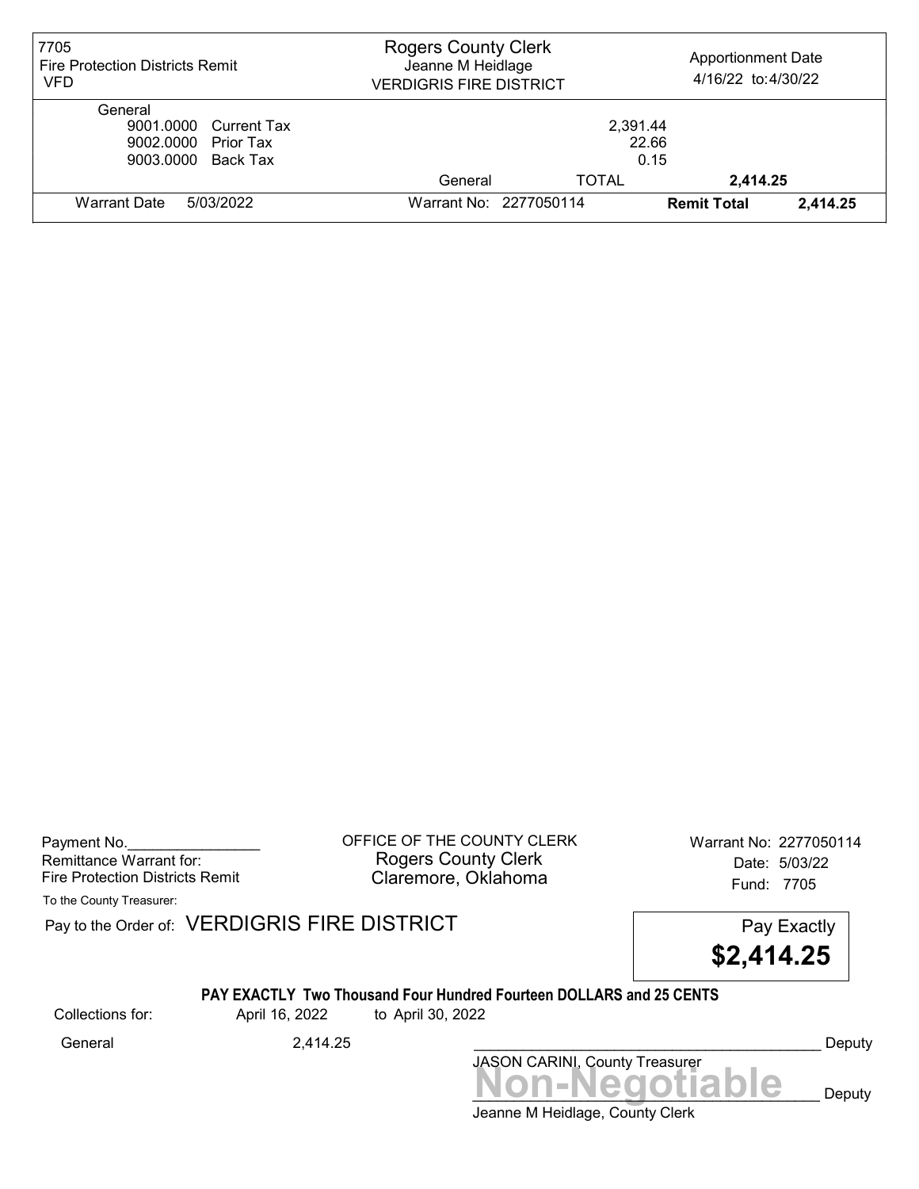| 7705 Fire Protection Districts Remit VFD | Rogers County Clerk Jeanne M Heidlage VERDIGRIS FIRE DISTRICT | Apportionment Date 4/16/22 to:4/30/22 |
|---|---|---|

General

| | | | |
|---|---|---|---|
| 9001.0000 | Current Tax | 2,391.44 | |
| 9002.0000 | Prior Tax | 22.66 | |
| 9003.0000 | Back Tax | 0.15 | |
| | General | TOTAL | 2,414.25 |

Warrant Date 5/03/2022 | Warrant No: 2277050114 | **Remit Total** **2,414.25**

---

Payment No.________________
Remittance Warrant for:
Fire Protection Districts Remit

OFFICE OF THE COUNTY CLERK
Rogers County Clerk
Claremore, Oklahoma

Warrant No: 2277050114
Date: 5/03/22
Fund: 7705

To the County Treasurer:

Pay to the Order of: VERDIGRIS FIRE DISTRICT

Pay Exactly **$2,414.25**

**PAY EXACTLY Two Thousand Four Hundred Fourteen DOLLARS and 25 CENTS**

Collections for: April 16, 2022 to April 30, 2022

General 2,414.25

________________________________________ Deputy
JASON CARINI, County Treasurer

**Non-Negotiable**
________________________________________ Deputy
Jeanne M Heidlage, County Clerk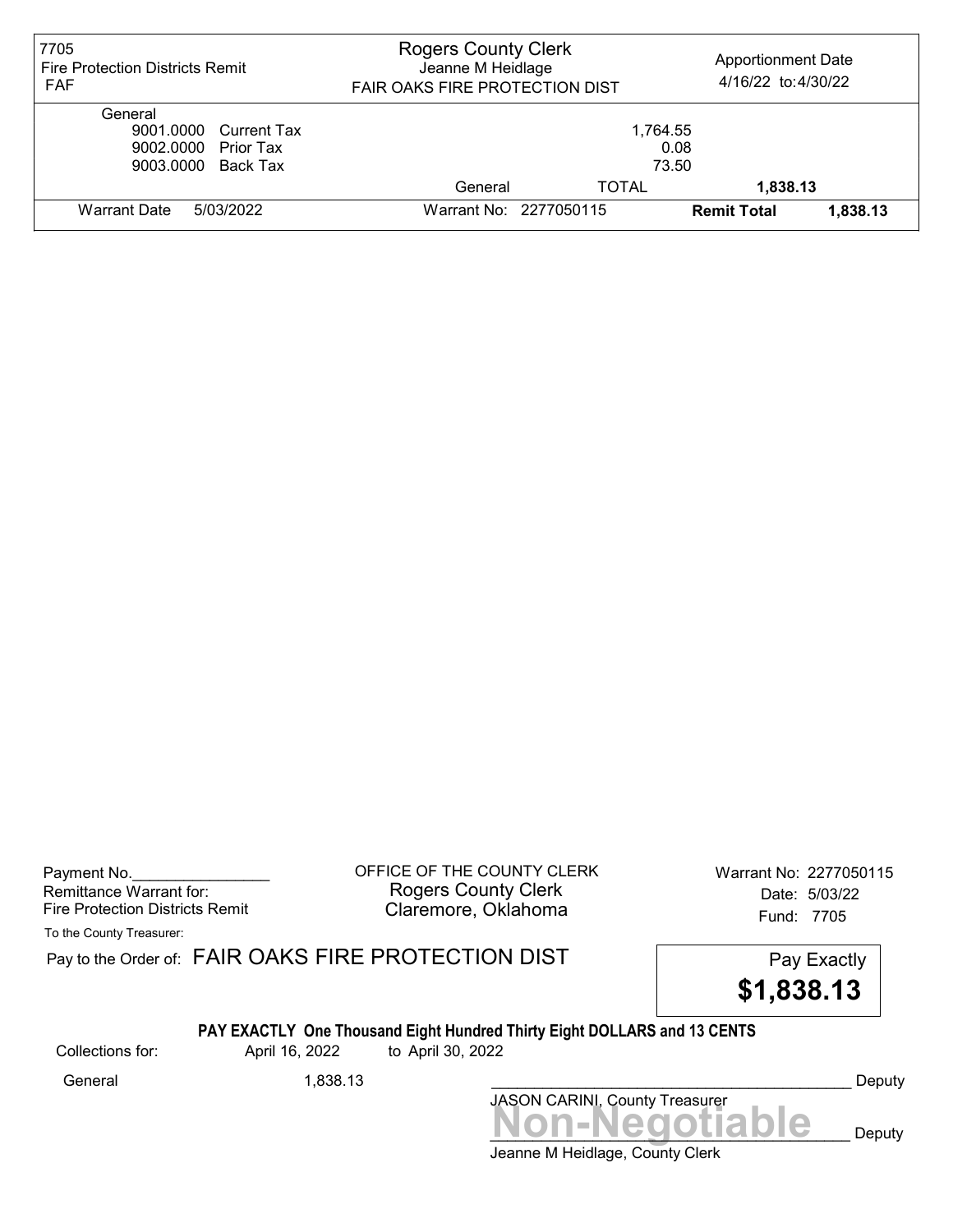| 7705 Fire Protection Districts Remit FAF | Rogers County Clerk Jeanne M Heidlage FAIR OAKS FIRE PROTECTION DIST | Apportionment Date 4/16/22 to:4/30/22 |
|---|---|---|

General

| | | |
|---|---|---|
| 9001.0000 | Current Tax | 1,764.55 |
| 9002.0000 | Prior Tax | 0.08 |
| 9003.0000 | Back Tax | 73.50 |
| | General TOTAL | 1,838.13 |

| Warrant Date | 5/03/2022 | Warrant No: 2277050115 | **Remit Total** | **1,838.13** |
|---|---|---|---|---|

Payment No.________________

Remittance Warrant for:
Fire Protection Districts Remit

OFFICE OF THE COUNTY CLERK
Rogers County Clerk
Claremore, Oklahoma

Warrant No: 2277050115
Date: 5/03/22
Fund: 7705

To the County Treasurer:

Pay to the Order of: FAIR OAKS FIRE PROTECTION DIST

Pay Exactly
**$1,838.13**

**PAY EXACTLY One Thousand Eight Hundred Thirty Eight DOLLARS and 13 CENTS**

Collections for: April 16, 2022 to April 30, 2022

General 1,838.13

_________________________________________ Deputy
JASON CARINI, County Treasurer

**Non-Negotiable**

_________________________________________ Deputy
Jeanne M Heidlage, County Clerk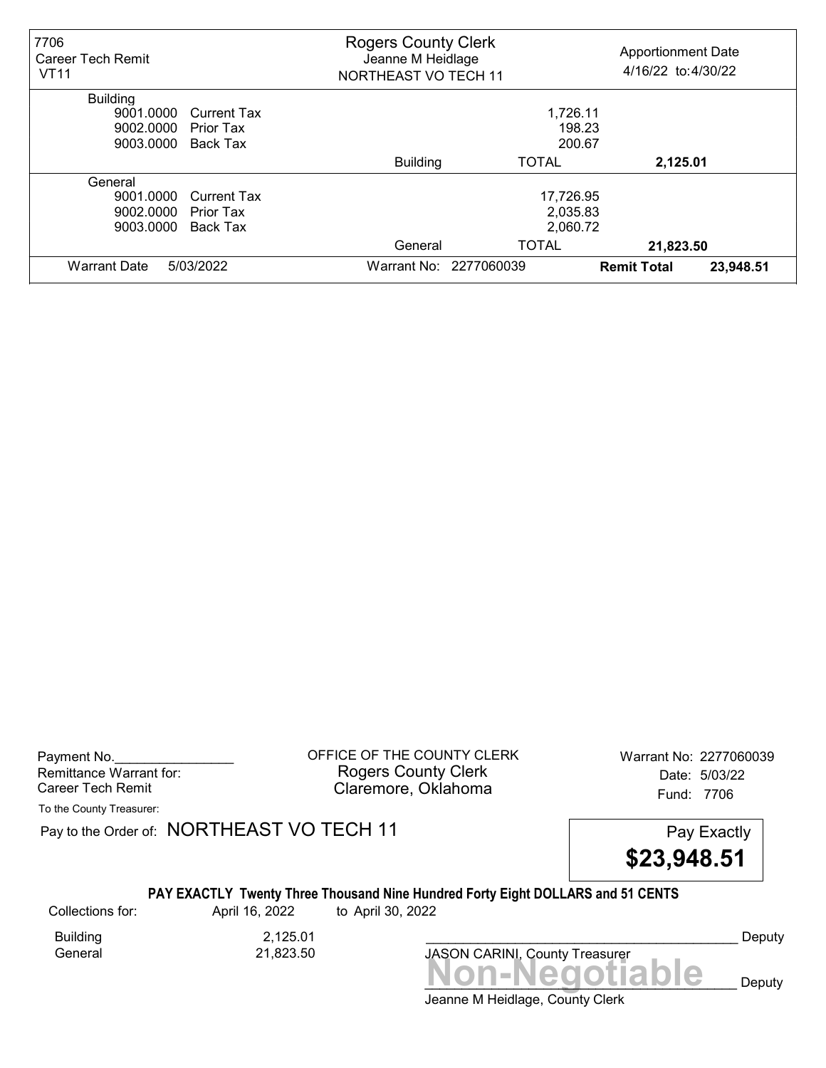| 7706 Career Tech Remit VT11 | Rogers County Clerk Jeanne M Heidlage NORTHEAST VO TECH 11 | | Apportionment Date 4/16/22 to:4/30/22 |
|---|---|---|---|
| **Building** | | | |
| 9001.0000 Current Tax | | 1,726.11 | |
| 9002.0000 Prior Tax | | 198.23 | |
| 9003.0000 Back Tax | | 200.67 | |
| | Building | TOTAL | **2,125.01** |
| **General** | | | |
| 9001.0000 Current Tax | | 17,726.95 | |
| 9002.0000 Prior Tax | | 2,035.83 | |
| 9003.0000 Back Tax | | 2,060.72 | |
| | General | TOTAL | **21,823.50** |
| Warrant Date 5/03/2022 | Warrant No: 2277060039 | **Remit Total** | **23,948.51** |

Payment No.________________
Remittance Warrant for:
Career Tech Remit

OFFICE OF THE COUNTY CLERK
Rogers County Clerk
Claremore, Oklahoma

Warrant No: 2277060039
Date: 5/03/22
Fund: 7706

To the County Treasurer:

Pay to the Order of: NORTHEAST VO TECH 11

Pay Exactly **$23,948.51**

**PAY EXACTLY Twenty Three Thousand Nine Hundred Forty Eight DOLLARS and 51 CENTS**

Collections for: April 16, 2022 to April 30, 2022

| | |
|---|---|
| Building | 2,125.01 |
| General | 21,823.50 |

__________________________________________ Deputy
JASON CARINI, County Treasurer

**Non-Negotiable**
__________________________________________ Deputy
Jeanne M Heidlage, County Clerk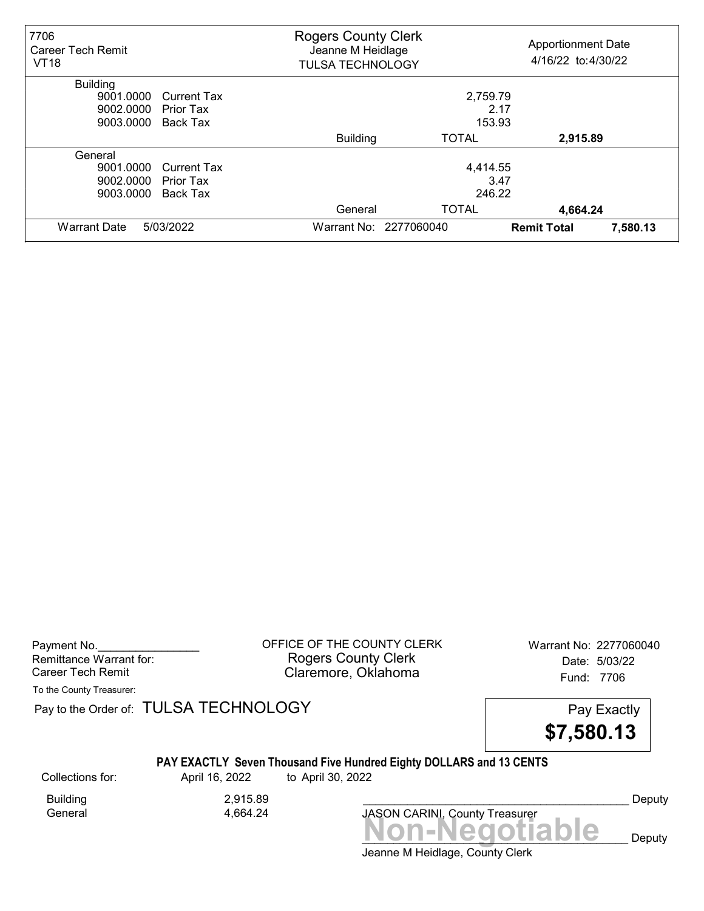| 7706 Career Tech Remit VT18 | | Rogers County Clerk Jeanne M Heidlage TULSA TECHNOLOGY | | Apportionment Date 4/16/22 to:4/30/22 | |
|---|---|---|---|---|---|
| Building | | | | | |
| 9001.0000 | Current Tax | | 2,759.79 | | |
| 9002.0000 | Prior Tax | | 2.17 | | |
| 9003.0000 | Back Tax | | 153.93 | | |
| | | Building | TOTAL | **2,915.89** | |
| General | | | | | |
| 9001.0000 | Current Tax | | 4,414.55 | | |
| 9002.0000 | Prior Tax | | 3.47 | | |
| 9003.0000 | Back Tax | | 246.22 | | |
| | | General | TOTAL | **4,664.24** | |
| Warrant Date | 5/03/2022 | Warrant No: 2277060040 | | **Remit Total** | **7,580.13** |

Payment No.________________
Remittance Warrant for:
Career Tech Remit

OFFICE OF THE COUNTY CLERK
Rogers County Clerk
Claremore, Oklahoma

Warrant No: 2277060040
Date: 5/03/22
Fund: 7706

To the County Treasurer:

Pay to the Order of: TULSA TECHNOLOGY

Pay Exactly
**$7,580.13**

**PAY EXACTLY Seven Thousand Five Hundred Eighty DOLLARS and 13 CENTS**

Collections for: April 16, 2022 to April 30, 2022

| | |
|---|---|
| Building | 2,915.89 |
| General | 4,664.24 |

__________________________________________ Deputy
JASON CARINI, County Treasurer

**Non-Negotiable**

__________________________________________ Deputy
Jeanne M Heidlage, County Clerk